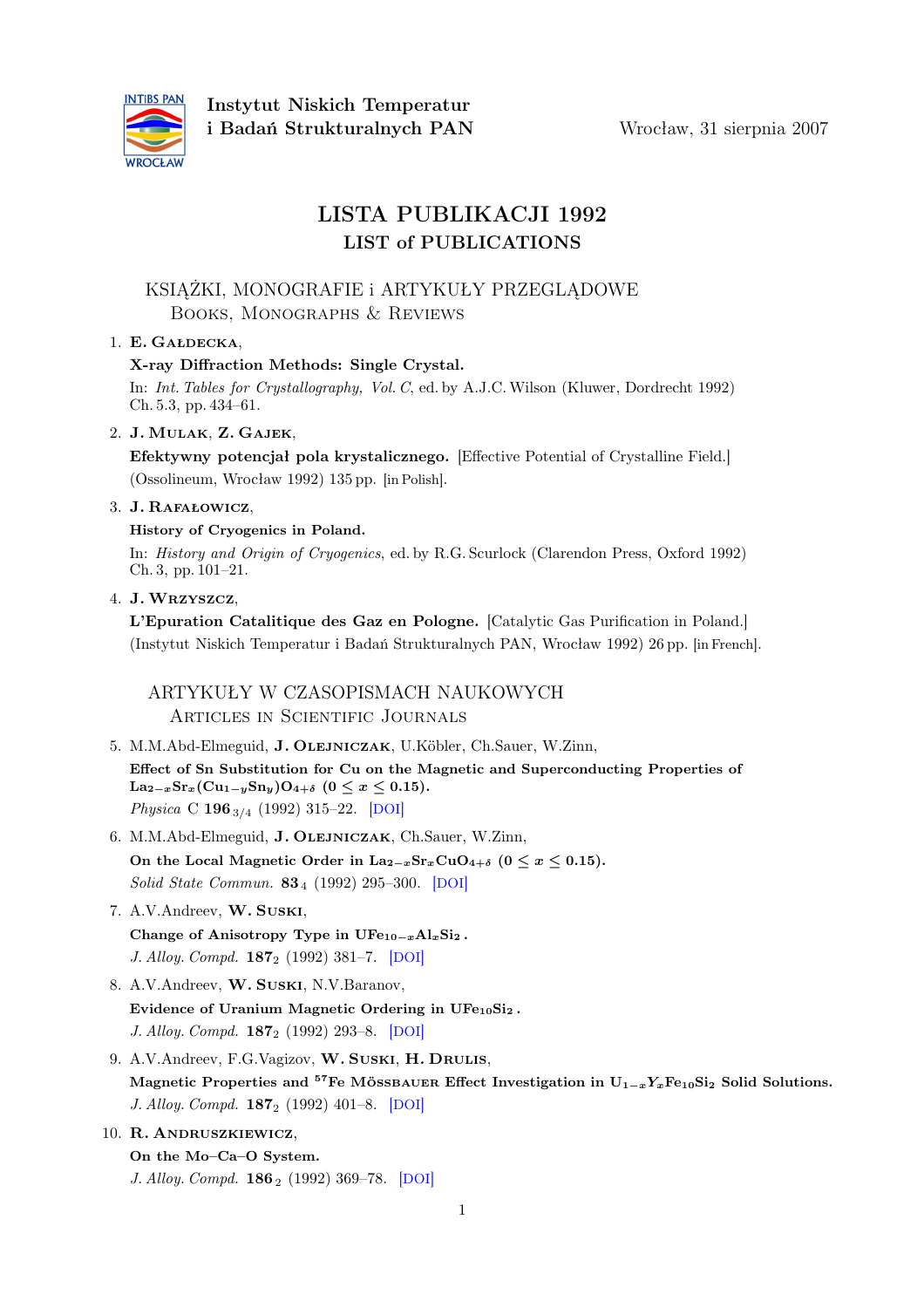**Instytut Niskich Temperatur i Badań Strukturalnych PAN**

Wrocław, 31 sierpnia 2007

# LISTA PUBLIKACJI 1992
## LIST of PUBLICATIONS

### KSIĄŻKI, MONOGRAFIE i ARTYKUŁY PRZEGLĄDOWE
### Books, Monographs & Reviews

1. **E. Gałdecka**,
   **X-ray Diffraction Methods: Single Crystal.**
   In: *Int. Tables for Crystallography, Vol. C*, ed. by A.J.C. Wilson (Kluwer, Dordrecht 1992) Ch. 5.3, pp. 434–61.

2. **J. Mulak**, **Z. Gajek**,
   **Efektywny potencjał pola krystalicznego.** [Effective Potential of Crystalline Field.] (Ossolineum, Wrocław 1992) 135 pp. [in Polish].

3. **J. Rafałowicz**,
   **History of Cryogenics in Poland.**
   In: *History and Origin of Cryogenics*, ed. by R.G. Scurlock (Clarendon Press, Oxford 1992) Ch. 3, pp. 101–21.

4. **J. Wrzyszcz**,
   **L'Epuration Catalitique des Gaz en Pologne.** [Catalytic Gas Purification in Poland.] (Instytut Niskich Temperatur i Badań Strukturalnych PAN, Wrocław 1992) 26 pp. [in French].

### ARTYKUŁY W CZASOPISMACH NAUKOWYCH
### Articles in Scientific Journals

5. M.M.Abd-Elmeguid, **J. Olejniczak**, U.Köbler, Ch.Sauer, W.Zinn,
   **Effect of Sn Substitution for Cu on the Magnetic and Superconducting Properties of $La_{2-x}Sr_x(Cu_{1-y}Sn_y)O_{4+\delta}$ ($0 \leq x \leq 0.15$).**
   *Physica* C **196** $_{3/4}$ (1992) 315–22. [DOI]

6. M.M.Abd-Elmeguid, **J. Olejniczak**, Ch.Sauer, W.Zinn,
   **On the Local Magnetic Order in $La_{2-x}Sr_xCuO_{4+\delta}$ ($0 \leq x \leq 0.15$).**
   *Solid State Commun.* **83** $_4$ (1992) 295–300. [DOI]

7. A.V.Andreev, **W. Suski**,
   **Change of Anisotropy Type in $UFe_{10-x}Al_xSi_2$.**
   *J. Alloy. Compd.* **187** $_2$ (1992) 381–7. [DOI]

8. A.V.Andreev, **W. Suski**, N.V.Baranov,
   **Evidence of Uranium Magnetic Ordering in $UFe_{10}Si_2$.**
   *J. Alloy. Compd.* **187** $_2$ (1992) 293–8. [DOI]

9. A.V.Andreev, F.G.Vagizov, **W. Suski**, **H. Drulis**,
   **Magnetic Properties and $^{57}$Fe Mössbauer Effect Investigation in $U_{1-x}Y_xFe_{10}Si_2$ Solid Solutions.**
   *J. Alloy. Compd.* **187** $_2$ (1992) 401–8. [DOI]

10. **R. Andruszkiewicz**,
    **On the Mo–Ca–O System.**
    *J. Alloy. Compd.* **186** $_2$ (1992) 369–78. [DOI]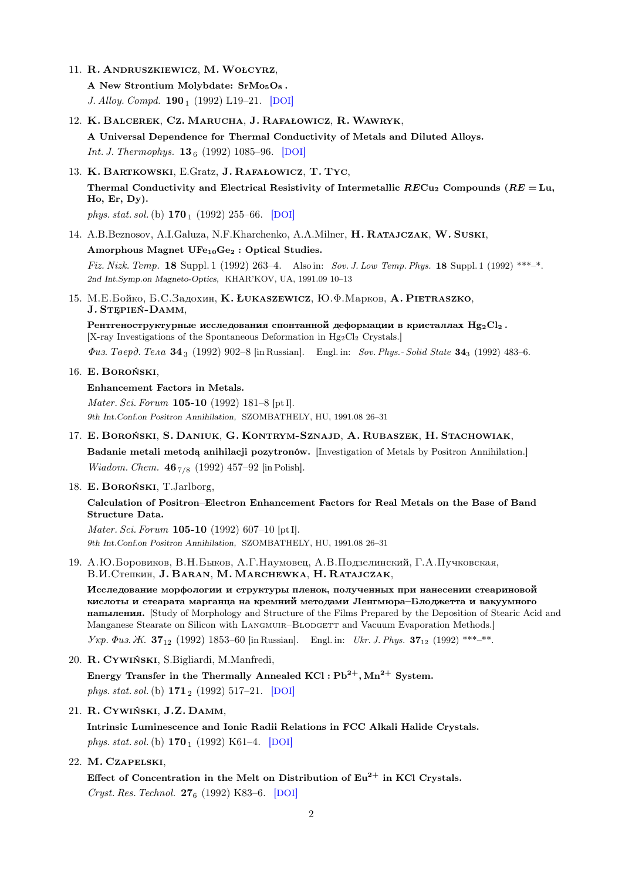11. **R. Andruszkiewicz**, **M. Wołcyrz**,

    **A New Strontium Molybdate: $SrMo_5O_8$ .**

    *J. Alloy. Compd.* **190** $_1$ (1992) L19–21. [DOI]

12. **K. Balcerek**, **Cz. Marucha**, **J. Rafałowicz**, **R. Wawryk**,

    **A Universal Dependence for Thermal Conductivity of Metals and Diluted Alloys.**

    *Int. J. Thermophys.* **13** $_6$ (1992) 1085–96. [DOI]

13. **K. Bartkowski**, E.Gratz, **J. Rafałowicz**, **T. Tyc**,

    **Thermal Conductivity and Electrical Resistivity of Intermetallic *RE*$Cu_2$ Compounds (*RE* = Lu, Ho, Er, Dy).**

    *phys. stat. sol.* (b) **170** $_1$ (1992) 255–66. [DOI]

14. A.B.Beznosov, A.I.Galuza, N.F.Kharchenko, A.A.Milner, **H. Ratajczak**, **W. Suski**,

    **Amorphous Magnet $UFe_{10}Ge_2$ : Optical Studies.**

    *Fiz. Nizk. Temp.* **18** Suppl. 1 (1992) 263–4. Also in: *Sov. J. Low Temp. Phys.* **18** Suppl. 1 (1992) ***–*.
    *2nd Int.Symp.on Magneto-Optics,* KHAR'KOV, UA, 1991.09 10–13

15. М.Е.Бойко, Б.С.Задохин, **K. Łukaszewicz**, Ю.Ф.Марков, **A. Pietraszko**, **J. Stępień-Damm**,

    **Рентгеноструктурные исследования спонтанной деформации в кристаллах $Hg_2Cl_2$ .**
    [X-ray Investigations of the Spontaneous Deformation in $Hg_2Cl_2$ Crystals.]

    *Физ. Tвeрд. Тела* **34** $_3$ (1992) 902–8 [in Russian]. Engl. in: *Sov. Phys.- Solid State* **34** $_3$ (1992) 483–6.

16. **E. Boroński**,

    **Enhancement Factors in Metals.**

    *Mater. Sci. Forum* **105-10** (1992) 181–8 [pt I].
    *9th Int.Conf.on Positron Annihilation,* SZOMBATHELY, HU, 1991.08 26–31

17. **E. Boroński**, **S. Daniuk**, **G. Kontrym-Sznajd**, **A. Rubaszek**, **H. Stachowiak**,

    **Badanie metali metodą anihilacji pozytronów.** [Investigation of Metals by Positron Annihilation.]

    *Wiadom. Chem.* **46** $_{7/8}$ (1992) 457–92 [in Polish].

18. **E. Boroński**, T.Jarlborg,

    **Calculation of Positron–Electron Enhancement Factors for Real Metals on the Base of Band Structure Data.**

    *Mater. Sci. Forum* **105-10** (1992) 607–10 [pt I].
    *9th Int.Conf.on Positron Annihilation,* SZOMBATHELY, HU, 1991.08 26–31

19. А.Ю.Боровиков, В.Н.Быков, А.Г.Наумовец, А.В.Подзелинский, Г.А.Пучковская, В.И.Степкин, **J. Baran**, **M. Marchewka**, **H. Ratajczak**,

    **Исследование морфологии и структуры пленок, полученных при нанесении стеариновой кислоты и стеарата марганца на кремний методами Ленгмюра–Блоджетта и вакуумного напыления.** [Study of Morphology and Structure of the Films Prepared by the Deposition of Stearic Acid and Manganese Stearate on Silicon with Langmuir–Blodgett and Vacuum Evaporation Methods.]

    *Укр. Физ. Ж.* **37** $_{12}$ (1992) 1853–60 [in Russian]. Engl. in: *Ukr. J. Phys.* **37** $_{12}$ (1992) ***–**.

20. **R. Cywiński**, S.Bigliardi, M.Manfredi,

    **Energy Transfer in the Thermally Annealed KCl : $Pb^{2+}, Mn^{2+}$ System.**

    *phys. stat. sol.* (b) **171** $_2$ (1992) 517–21. [DOI]

21. **R. Cywiński**, **J.Z. Damm**,

    **Intrinsic Luminescence and Ionic Radii Relations in FCC Alkali Halide Crystals.**

    *phys. stat. sol.* (b) **170** $_1$ (1992) K61–4. [DOI]

22. **M. Czapelski**,

    **Effect of Concentration in the Melt on Distribution of $Eu^{2+}$ in KCl Crystals.**

    *Cryst. Res. Technol.* **27** $_6$ (1992) K83–6. [DOI]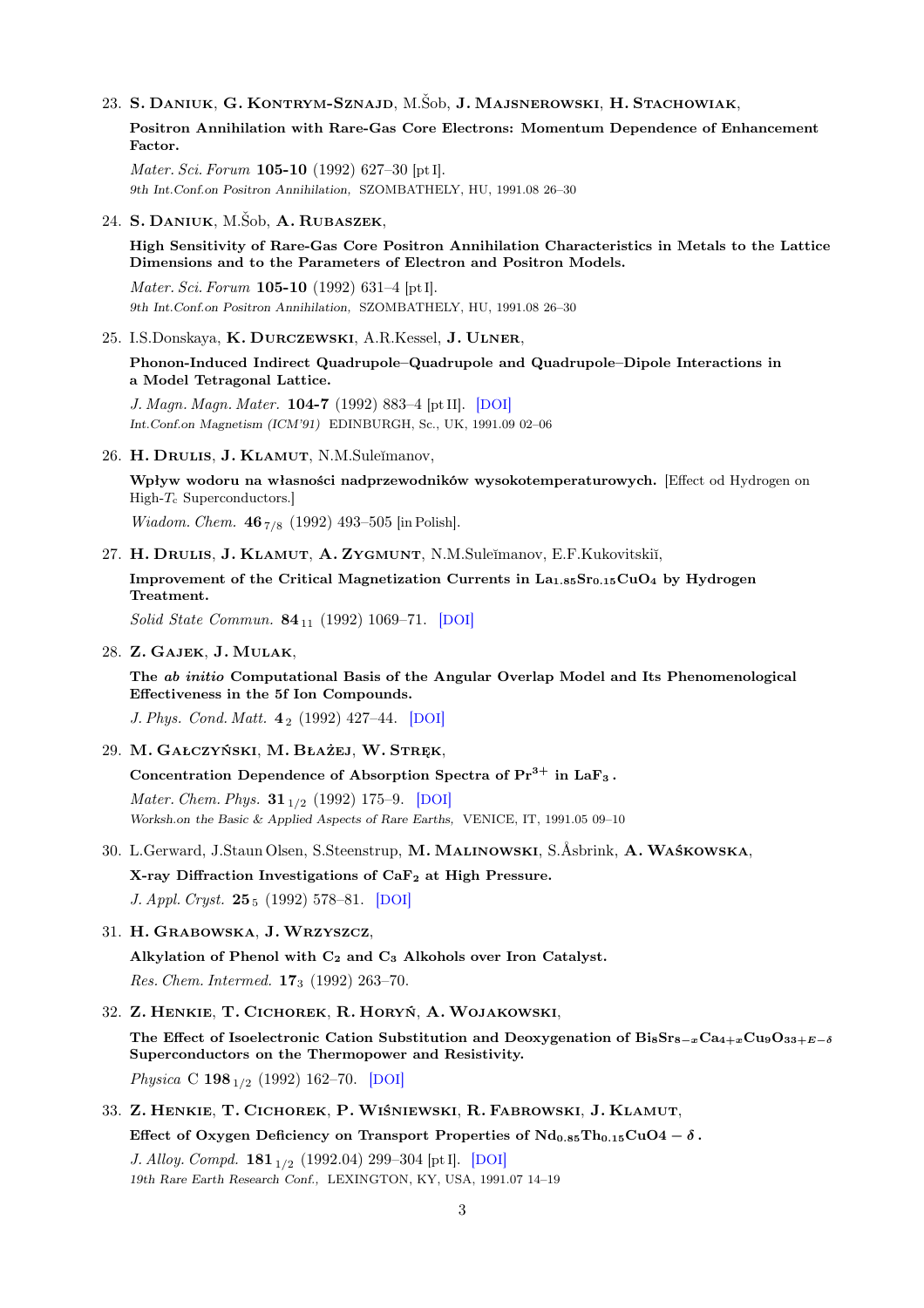23. **S. Daniuk**, **G. Kontrym-Sznajd**, M.Šob, **J. Majsnerowski**, **H. Stachowiak**,

    **Positron Annihilation with Rare-Gas Core Electrons: Momentum Dependence of Enhancement Factor.**

    *Mater. Sci. Forum* **105-10** (1992) 627–30 [pt I].
    *9th Int.Conf.on Positron Annihilation,* SZOMBATHELY, HU, 1991.08 26–30

24. **S. Daniuk**, M.Šob, **A. Rubaszek**,

    **High Sensitivity of Rare-Gas Core Positron Annihilation Characteristics in Metals to the Lattice Dimensions and to the Parameters of Electron and Positron Models.**

    *Mater. Sci. Forum* **105-10** (1992) 631–4 [pt I].
    *9th Int.Conf.on Positron Annihilation,* SZOMBATHELY, HU, 1991.08 26–30

25. I.S.Donskaya, **K. Durczewski**, A.R.Kessel, **J. Ulner**,

    **Phonon-Induced Indirect Quadrupole–Quadrupole and Quadrupole–Dipole Interactions in a Model Tetragonal Lattice.**

    *J. Magn. Magn. Mater.* **104-7** (1992) 883–4 [pt II]. [DOI]
    *Int.Conf.on Magnetism (ICM'91)* EDINBURGH, Sc., UK, 1991.09 02–06

26. **H. Drulis**, **J. Klamut**, N.M.Suleĭmanov,

    **Wpływ wodoru na własności nadprzewodników wysokotemperaturowych.** [Effect od Hydrogen on High-$T_c$ Superconductors.]

    *Wiadom. Chem.* **46** $_{7/8}$ (1992) 493–505 [in Polish].

27. **H. Drulis**, **J. Klamut**, **A. Zygmunt**, N.M.Suleĭmanov, E.F.Kukovitskiĭ,

    **Improvement of the Critical Magnetization Currents in $La_{1.85}Sr_{0.15}CuO_4$ by Hydrogen Treatment.**

    *Solid State Commun.* **84** $_{11}$ (1992) 1069–71. [DOI]

28. **Z. Gajek**, **J. Mulak**,

    **The *ab initio* Computational Basis of the Angular Overlap Model and Its Phenomenological Effectiveness in the 5f Ion Compounds.**

    *J. Phys. Cond. Matt.* **4** $_{2}$ (1992) 427–44. [DOI]

29. **M. Gałczyński**, **M. Błażej**, **W. Stręk**,

    **Concentration Dependence of Absorption Spectra of $Pr^{3+}$ in $LaF_3$ .**

    *Mater. Chem. Phys.* **31** $_{1/2}$ (1992) 175–9. [DOI]
    *Worksh.on the Basic & Applied Aspects of Rare Earths,* VENICE, IT, 1991.05 09–10

30. L.Gerward, J.Staun Olsen, S.Steenstrup, **M. Malinowski**, S.Åsbrink, **A. Waśkowska**,

    **X-ray Diffraction Investigations of $CaF_2$ at High Pressure.**

    *J. Appl. Cryst.* **25** $_{5}$ (1992) 578–81. [DOI]

31. **H. Grabowska**, **J. Wrzyszcz**,

    **Alkylation of Phenol with $C_2$ and $C_3$ Alkohols over Iron Catalyst.**

    *Res. Chem. Intermed.* **17** $_{3}$ (1992) 263–70.

32. **Z. Henkie**, **T. Cichorek**, **R. Horyń**, **A. Wojakowski**,

    **The Effect of Isoelectronic Cation Substitution and Deoxygenation of $Bi_8Sr_{8-x}Ca_{4+x}Cu_9O_{33+E-\delta}$ Superconductors on the Thermopower and Resistivity.**

    *Physica* C **198** $_{1/2}$ (1992) 162–70. [DOI]

33. **Z. Henkie**, **T. Cichorek**, **P. Wiśniewski**, **R. Fabrowski**, **J. Klamut**,

    **Effect of Oxygen Deficiency on Transport Properties of $Nd_{0.85}Th_{0.15}CuO4-\delta$ .**

    *J. Alloy. Compd.* **181** $_{1/2}$ (1992.04) 299–304 [pt I]. [DOI]
    *19th Rare Earth Research Conf.,* LEXINGTON, KY, USA, 1991.07 14–19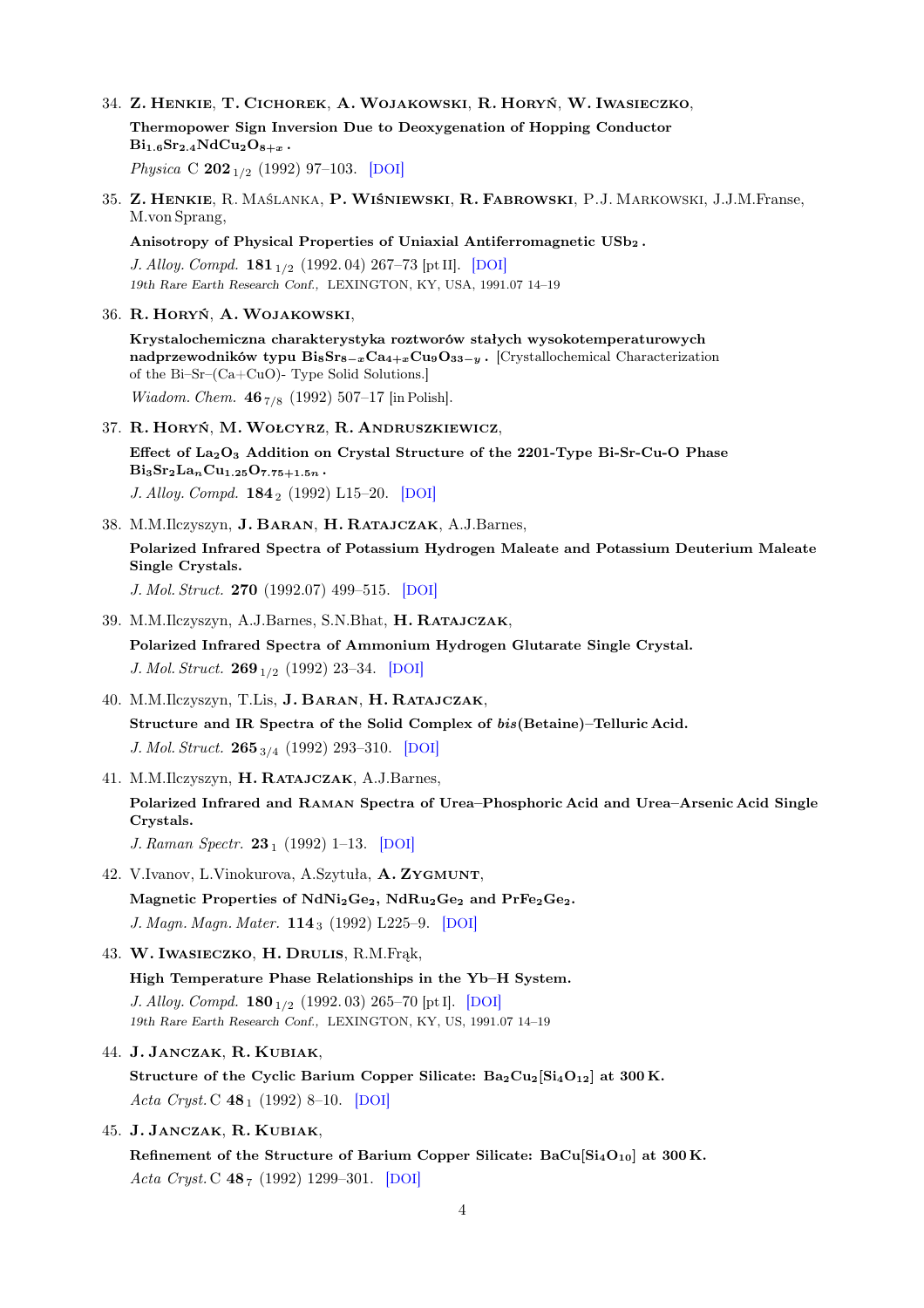34. **Z. Henkie**, **T. Cichorek**, **A. Wojakowski**, **R. Horyń**, **W. Iwasieczko**,

    **Thermopower Sign Inversion Due to Deoxygenation of Hopping Conductor $Bi_{1.6}Sr_{2.4}NdCu_2O_{8+x}$ .**

    *Physica* C **202** $_{1/2}$ (1992) 97–103. [DOI]

35. **Z. Henkie**, R. Maślanka, **P. Wiśniewski**, **R. Fabrowski**, P.J. Markowski, J.J.M.Franse, M.von Sprang,

    **Anisotropy of Physical Properties of Uniaxial Antiferromagnetic $USb_2$ .**

    *J. Alloy. Compd.* **181** $_{1/2}$ (1992. 04) 267–73 [pt II]. [DOI]

    19th Rare Earth Research Conf., LEXINGTON, KY, USA, 1991.07 14–19

36. **R. Horyń**, **A. Wojakowski**,

    **Krystalochemiczna charakterystyka roztworów stałych wysokotemperaturowych nadprzewodników typu $Bi_8Sr_{8-x}Ca_{4+x}Cu_9O_{33-y}$ .** [Crystallochemical Characterization of the Bi–Sr–(Ca+CuO)- Type Solid Solutions.]

    *Wiadom. Chem.* **46** $_{7/8}$ (1992) 507–17 [in Polish].

37. **R. Horyń**, **M. Wołcyrz**, **R. Andruszkiewicz**,

    **Effect of $La_2O_3$ Addition on Crystal Structure of the 2201-Type Bi-Sr-Cu-O Phase $Bi_3Sr_2La_nCu_{1.25}O_{7.75+1.5n}$ .**

    *J. Alloy. Compd.* **184** $_2$ (1992) L15–20. [DOI]

38. M.M.Ilczyszyn, **J. Baran**, **H. Ratajczak**, A.J.Barnes,

    **Polarized Infrared Spectra of Potassium Hydrogen Maleate and Potassium Deuterium Maleate Single Crystals.**

    *J. Mol. Struct.* **270** (1992.07) 499–515. [DOI]

39. M.M.Ilczyszyn, A.J.Barnes, S.N.Bhat, **H. Ratajczak**,

    **Polarized Infrared Spectra of Ammonium Hydrogen Glutarate Single Crystal.**

    *J. Mol. Struct.* **269** $_{1/2}$ (1992) 23–34. [DOI]

40. M.M.Ilczyszyn, T.Lis, **J. Baran**, **H. Ratajczak**,

    **Structure and IR Spectra of the Solid Complex of *bis*(Betaine)–Telluric Acid.**

    *J. Mol. Struct.* **265** $_{3/4}$ (1992) 293–310. [DOI]

41. M.M.Ilczyszyn, **H. Ratajczak**, A.J.Barnes,

    **Polarized Infrared and Raman Spectra of Urea–Phosphoric Acid and Urea–Arsenic Acid Single Crystals.**

    *J. Raman Spectr.* **23** $_1$ (1992) 1–13. [DOI]

42. V.Ivanov, L.Vinokurova, A.Szytuła, **A. Zygmunt**,

    **Magnetic Properties of $NdNi_2Ge_2$, $NdRu_2Ge_2$ and $PrFe_2Ge_2$.**

    *J. Magn. Magn. Mater.* **114** $_3$ (1992) L225–9. [DOI]

43. **W. Iwasieczko**, **H. Drulis**, R.M.Frąk,

    **High Temperature Phase Relationships in the Yb–H System.**

    *J. Alloy. Compd.* **180** $_{1/2}$ (1992. 03) 265–70 [pt I]. [DOI]

    19th Rare Earth Research Conf., LEXINGTON, KY, US, 1991.07 14–19

44. **J. Janczak**, **R. Kubiak**,

    **Structure of the Cyclic Barium Copper Silicate: $Ba_2Cu_2[Si_4O_{12}]$ at 300 K.**

    *Acta Cryst.* C **48** $_1$ (1992) 8–10. [DOI]

45. **J. Janczak**, **R. Kubiak**,

    **Refinement of the Structure of Barium Copper Silicate: $BaCu[Si_4O_{10}]$ at 300 K.**

    *Acta Cryst.* C **48** $_7$ (1992) 1299–301. [DOI]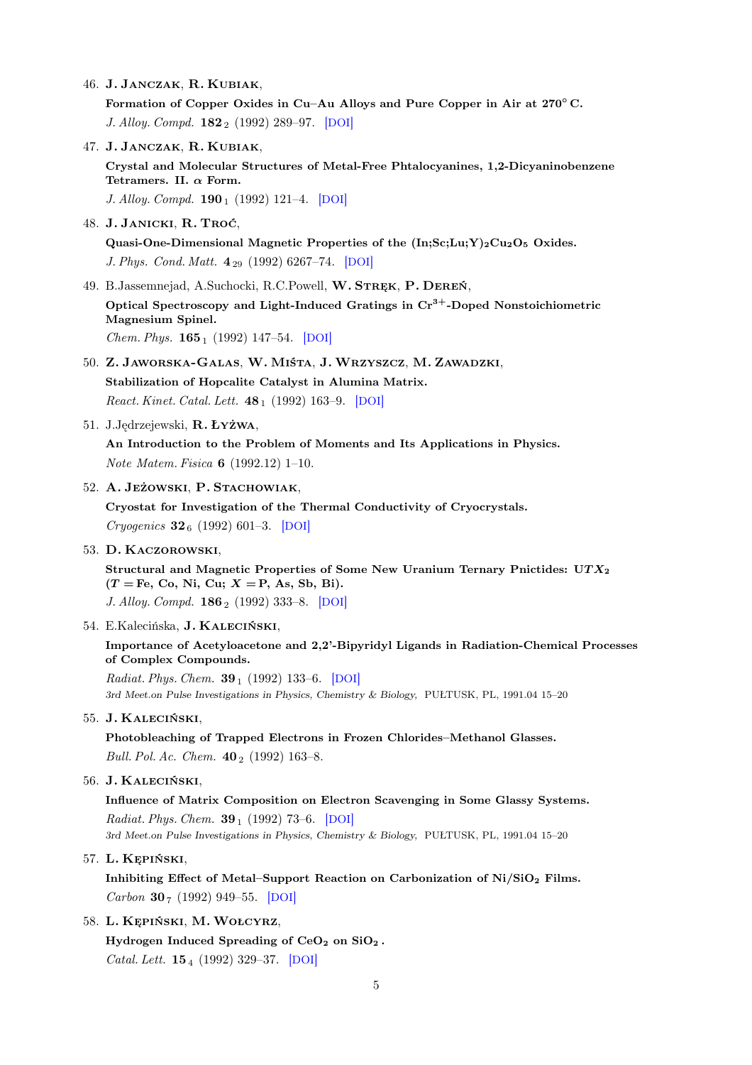46. **J. Janczak**, **R. Kubiak**,

    **Formation of Copper Oxides in Cu–Au Alloys and Pure Copper in Air at 270° C.**

    *J. Alloy. Compd.* **182** $_2$ (1992) 289–97. [DOI]

47. **J. Janczak**, **R. Kubiak**,

    **Crystal and Molecular Structures of Metal-Free Phtalocyanines, 1,2-Dicyaninobenzene Tetramers. II. $\alpha$ Form.**

    *J. Alloy. Compd.* **190** $_1$ (1992) 121–4. [DOI]

48. **J. Janicki**, **R. Troć**,

    **Quasi-One-Dimensional Magnetic Properties of the (In;Sc;Lu;Y)$_2$Cu$_2$O$_5$ Oxides.**

    *J. Phys. Cond. Matt.* **4** $_{29}$ (1992) 6267–74. [DOI]

49. B.Jassemnejad, A.Suchocki, R.C.Powell, **W. Stręk**, **P. Dereń**,

    **Optical Spectroscopy and Light-Induced Gratings in $Cr^{3+}$-Doped Nonstoichiometric Magnesium Spinel.**

    *Chem. Phys.* **165** $_1$ (1992) 147–54. [DOI]

50. **Z. Jaworska-Galas**, **W. Miśta**, **J. Wrzyszcz**, **M. Zawadzki**,

    **Stabilization of Hopcalite Catalyst in Alumina Matrix.**

    *React. Kinet. Catal. Lett.* **48** $_1$ (1992) 163–9. [DOI]

51. J.Jędrzejewski, **R. Łyżwa**,

    **An Introduction to the Problem of Moments and Its Applications in Physics.**

    *Note Matem. Fisica* **6** (1992.12) 1–10.

52. **A. Jeżowski**, **P. Stachowiak**,

    **Cryostat for Investigation of the Thermal Conductivity of Cryocrystals.**

    *Cryogenics* **32** $_6$ (1992) 601–3. [DOI]

53. **D. Kaczorowski**,

    **Structural and Magnetic Properties of Some New Uranium Ternary Pnictides: U$TX_2$ ($T$ = Fe, Co, Ni, Cu; $X$ = P, As, Sb, Bi).**

    *J. Alloy. Compd.* **186** $_2$ (1992) 333–8. [DOI]

54. E.Kalecińska, **J. Kaleciński**,

    **Importance of Acetyloacetone and 2,2'-Bipyridyl Ligands in Radiation-Chemical Processes of Complex Compounds.**

    *Radiat. Phys. Chem.* **39** $_1$ (1992) 133–6. [DOI]

    *3rd Meet.on Pulse Investigations in Physics, Chemistry & Biology,* PUŁTUSK, PL, 1991.04 15–20

55. **J. Kaleciński**,

    **Photobleaching of Trapped Electrons in Frozen Chlorides–Methanol Glasses.**

    *Bull. Pol. Ac. Chem.* **40** $_2$ (1992) 163–8.

56. **J. Kaleciński**,

    **Influence of Matrix Composition on Electron Scavenging in Some Glassy Systems.**

    *Radiat. Phys. Chem.* **39** $_1$ (1992) 73–6. [DOI]

    *3rd Meet.on Pulse Investigations in Physics, Chemistry & Biology,* PUŁTUSK, PL, 1991.04 15–20

57. **L. Kępiński**,

    **Inhibiting Effect of Metal–Support Reaction on Carbonization of Ni/SiO$_2$ Films.**

    *Carbon* **30** $_7$ (1992) 949–55. [DOI]

58. **L. Kępiński**, **M. Wołcyrz**,

    **Hydrogen Induced Spreading of CeO$_2$ on SiO$_2$ .**

    *Catal. Lett.* **15** $_4$ (1992) 329–37. [DOI]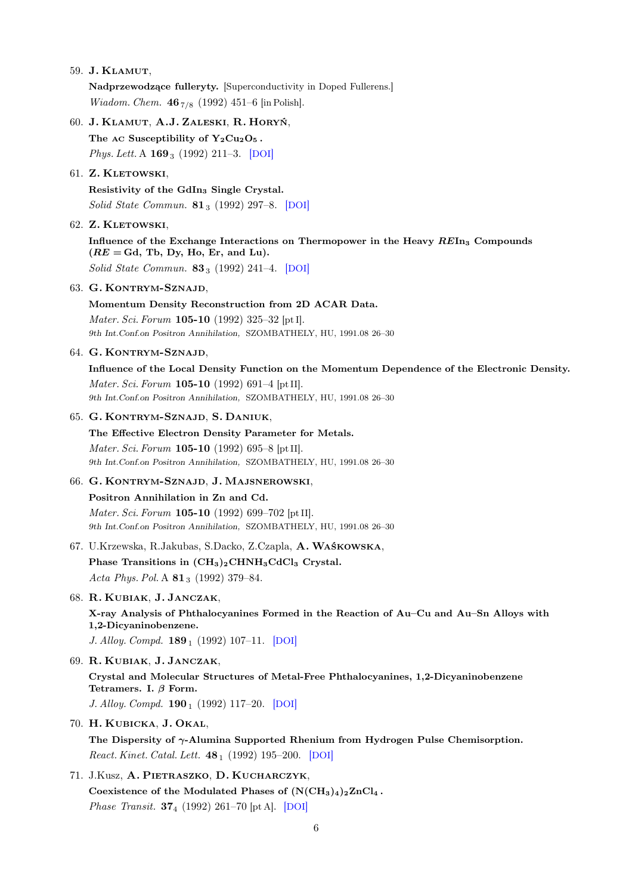59. **J. Klamut**,
    **Nadprzewodzące fulleryty.** [Superconductivity in Doped Fullerens.]
    *Wiadom. Chem.* **46**$_{7/8}$ (1992) 451–6 [in Polish].

60. **J. Klamut**, **A.J. Zaleski**, **R. Horyń**,
    **The ac Susceptibility of $Y_2Cu_2O_5$ .**
    *Phys. Lett.* A **169**$_3$ (1992) 211–3. [DOI]

61. **Z. Kletowski**,
    **Resistivity of the $GdIn_3$ Single Crystal.**
    *Solid State Commun.* **81**$_3$ (1992) 297–8. [DOI]

62. **Z. Kletowski**,
    **Influence of the Exchange Interactions on Thermopower in the Heavy *RE*$In_3$ Compounds (*RE* = Gd, Tb, Dy, Ho, Er, and Lu).**
    *Solid State Commun.* **83**$_3$ (1992) 241–4. [DOI]

63. **G. Kontrym-Sznajd**,
    **Momentum Density Reconstruction from 2D ACAR Data.**
    *Mater. Sci. Forum* **105-10** (1992) 325–32 [pt I].
    *9th Int.Conf.on Positron Annihilation,* SZOMBATHELY, HU, 1991.08 26–30

64. **G. Kontrym-Sznajd**,
    **Influence of the Local Density Function on the Momentum Dependence of the Electronic Density.**
    *Mater. Sci. Forum* **105-10** (1992) 691–4 [pt II].
    *9th Int.Conf.on Positron Annihilation,* SZOMBATHELY, HU, 1991.08 26–30

65. **G. Kontrym-Sznajd**, **S. Daniuk**,
    **The Effective Electron Density Parameter for Metals.**
    *Mater. Sci. Forum* **105-10** (1992) 695–8 [pt II].
    *9th Int.Conf.on Positron Annihilation,* SZOMBATHELY, HU, 1991.08 26–30

66. **G. Kontrym-Sznajd**, **J. Majsnerowski**,
    **Positron Annihilation in Zn and Cd.**
    *Mater. Sci. Forum* **105-10** (1992) 699–702 [pt II].
    *9th Int.Conf.on Positron Annihilation,* SZOMBATHELY, HU, 1991.08 26–30

67. U.Krzewska, R.Jakubas, S.Dacko, Z.Czapla, **A. Waśkowska**,
    **Phase Transitions in $(CH_3)_2CHNH_3CdCl_3$ Crystal.**
    *Acta Phys. Pol.* A **81**$_3$ (1992) 379–84.

68. **R. Kubiak**, **J. Janczak**,
    **X-ray Analysis of Phthalocyanines Formed in the Reaction of Au–Cu and Au–Sn Alloys with 1,2-Dicyaninobenzene.**
    *J. Alloy. Compd.* **189**$_1$ (1992) 107–11. [DOI]

69. **R. Kubiak**, **J. Janczak**,
    **Crystal and Molecular Structures of Metal-Free Phthalocyanines, 1,2-Dicyaninobenzene Tetramers. I. $\beta$ Form.**
    *J. Alloy. Compd.* **190**$_1$ (1992) 117–20. [DOI]

70. **H. Kubicka**, **J. Okal**,
    **The Dispersity of $\gamma$-Alumina Supported Rhenium from Hydrogen Pulse Chemisorption.**
    *React. Kinet. Catal. Lett.* **48**$_1$ (1992) 195–200. [DOI]

71. J.Kusz, **A. Pietraszko**, **D. Kucharczyk**,
    **Coexistence of the Modulated Phases of $(N(CH_3)_4)_2ZnCl_4$ .**
    *Phase Transit.* **37**$_4$ (1992) 261–70 [pt A]. [DOI]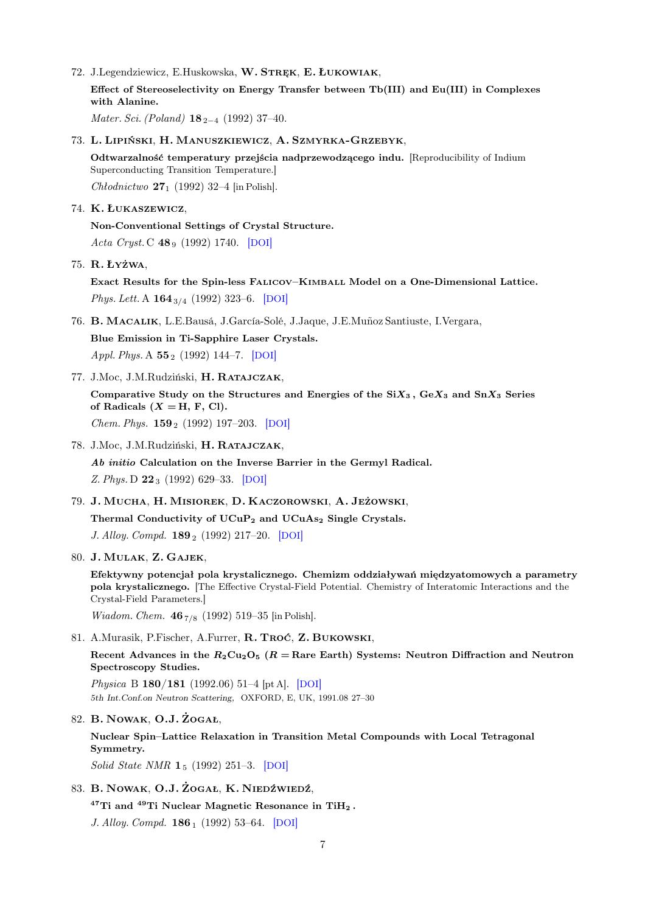72. J.Legendziewicz, E.Huskowska, **W. Stręk**, **E. Łukowiak**,

    **Effect of Stereoselectivity on Energy Transfer between Tb(III) and Eu(III) in Complexes with Alanine.**

    *Mater. Sci. (Poland)* **18** $_{2-4}$ (1992) 37–40.

73. **L. Lipiński**, **H. Manuszkiewicz**, **A. Szmyrka-Grzebyk**,

    **Odtwarzalność temperatury przejścia nadprzewodzącego indu.** [Reproducibility of Indium Superconducting Transition Temperature.]

    *Chłodnictwo* **27** $_{1}$ (1992) 32–4 [in Polish].

74. **K. Łukaszewicz**,

    **Non-Conventional Settings of Crystal Structure.**

    *Acta Cryst.* C **48** $_{9}$ (1992) 1740. [DOI]

75. **R. Łyżwa**,

    **Exact Results for the Spin-less Falicov–Kimball Model on a One-Dimensional Lattice.**

    *Phys. Lett.* A **164** $_{3/4}$ (1992) 323–6. [DOI]

76. **B. Macalik**, L.E.Bausá, J.García-Solé, J.Jaque, J.E.Muñoz Santiuste, I.Vergara,

    **Blue Emission in Ti-Sapphire Laser Crystals.**

    *Appl. Phys.* A **55** $_{2}$ (1992) 144–7. [DOI]

77. J.Moc, J.M.Rudziński, **H. Ratajczak**,

    **Comparative Study on the Structures and Energies of the $SiX_3$, $GeX_3$ and $SnX_3$ Series of Radicals ($X =$ H, F, Cl).**

    *Chem. Phys.* **159** $_{2}$ (1992) 197–203. [DOI]

78. J.Moc, J.M.Rudziński, **H. Ratajczak**,

    ***Ab initio* Calculation on the Inverse Barrier in the Germyl Radical.**

    *Z. Phys.* D **22** $_{3}$ (1992) 629–33. [DOI]

79. **J. Mucha**, **H. Misiorek**, **D. Kaczorowski**, **A. Jeżowski**,

    **Thermal Conductivity of $UCuP_2$ and $UCuAs_2$ Single Crystals.**

    *J. Alloy. Compd.* **189** $_{2}$ (1992) 217–20. [DOI]

80. **J. Mulak**, **Z. Gajek**,

    **Efektywny potencjał pola krystalicznego. Chemizm oddziaływań międzyatomowych a parametry pola krystalicznego.** [The Effective Crystal-Field Potential. Chemistry of Interatomic Interactions and the Crystal-Field Parameters.]

    *Wiadom. Chem.* **46** $_{7/8}$ (1992) 519–35 [in Polish].

81. A.Murasik, P.Fischer, A.Furrer, **R. Troć**, **Z. Bukowski**,

    **Recent Advances in the $R_2Cu_2O_5$ ($R =$ Rare Earth) Systems: Neutron Diffraction and Neutron Spectroscopy Studies.**

    *Physica* B **180/181** (1992.06) 51–4 [pt A]. [DOI]

    5th Int.Conf.on Neutron Scattering, OXFORD, E, UK, 1991.08 27–30

82. **B. Nowak**, **O.J. Żogał**,

    **Nuclear Spin–Lattice Relaxation in Transition Metal Compounds with Local Tetragonal Symmetry.**

    *Solid State NMR* **1** $_{5}$ (1992) 251–3. [DOI]

83. **B. Nowak**, **O.J. Żogał**, **K. Niedźwiedź**,

    **$^{47}$Ti and $^{49}$Ti Nuclear Magnetic Resonance in $TiH_2$.**

    *J. Alloy. Compd.* **186** $_{1}$ (1992) 53–64. [DOI]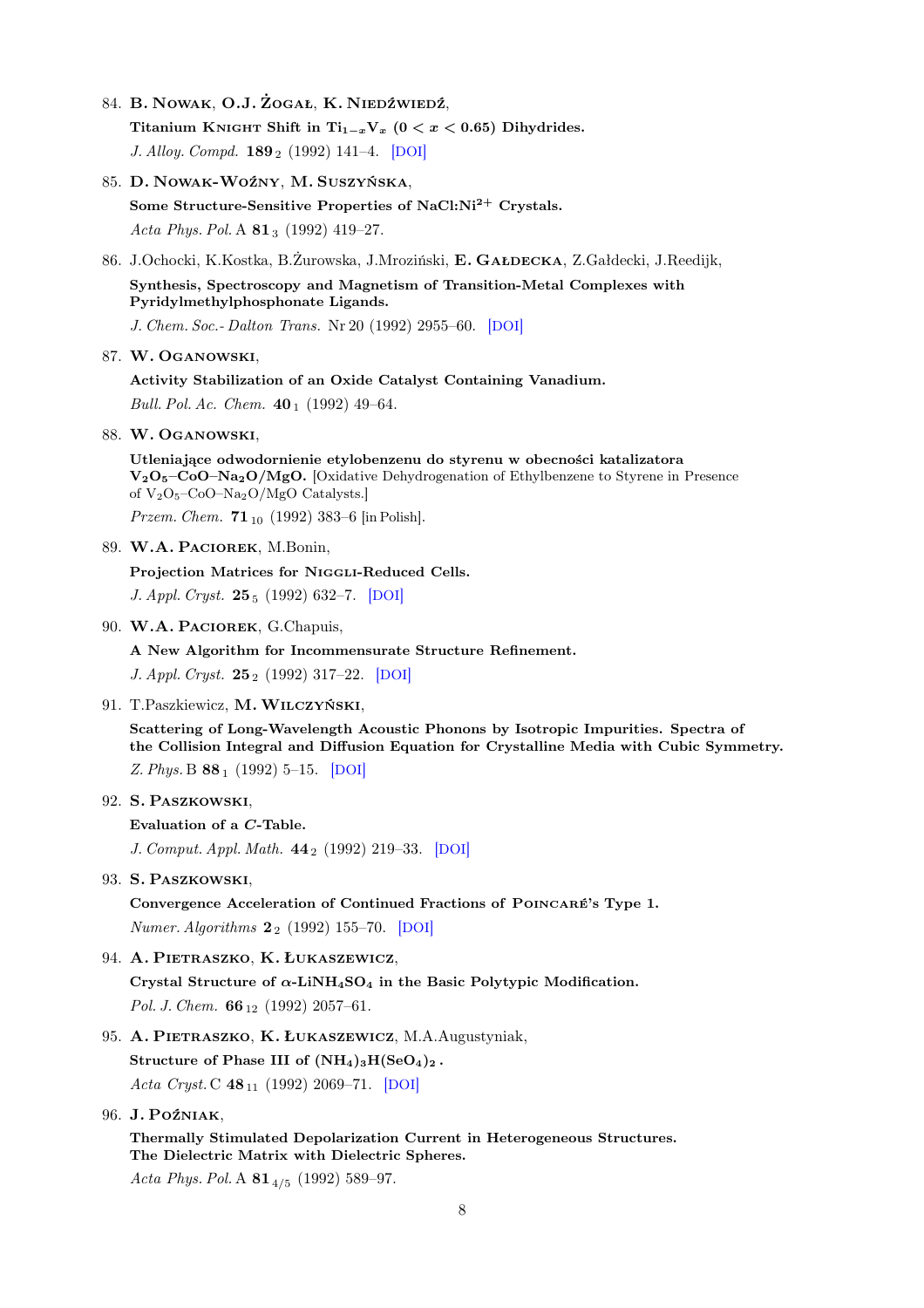84. **B. Nowak**, **O.J. Żogał**, **K. Niedźwiedź**,

    **Titanium Knight Shift in $Ti_{1-x}V_x$ ($0 < x < 0.65$) Dihydrides.**

    *J. Alloy. Compd.* **189**$_2$ (1992) 141–4. [DOI]

85. **D. Nowak-Woźny**, **M. Suszyńska**,

    **Some Structure-Sensitive Properties of NaCl:$Ni^{2+}$ Crystals.**

    *Acta Phys. Pol.* A **81**$_3$ (1992) 419–27.

86. J.Ochocki, K.Kostka, B.Żurowska, J.Mroziński, **E. Gałdecka**, Z.Gałdecki, J.Reedijk,

    **Synthesis, Spectroscopy and Magnetism of Transition-Metal Complexes with Pyridylmethylphosphonate Ligands.**

    *J. Chem. Soc.- Dalton Trans.* Nr 20 (1992) 2955–60. [DOI]

87. **W. Oganowski**,

    **Activity Stabilization of an Oxide Catalyst Containing Vanadium.**

    *Bull. Pol. Ac. Chem.* **40**$_1$ (1992) 49–64.

88. **W. Oganowski**,

    **Utleniające odwodornienie etylobenzenu do styrenu w obecności katalizatora $V_2O_5$–CoO–$Na_2O$/MgO.** [Oxidative Dehydrogenation of Ethylbenzene to Styrene in Presence of $V_2O_5$–CoO–$Na_2O$/MgO Catalysts.]

    *Przem. Chem.* **71**$_{10}$ (1992) 383–6 [in Polish].

89. **W.A. Paciorek**, M.Bonin,

    **Projection Matrices for Niggli-Reduced Cells.**

    *J. Appl. Cryst.* **25**$_5$ (1992) 632–7. [DOI]

90. **W.A. Paciorek**, G.Chapuis,

    **A New Algorithm for Incommensurate Structure Refinement.**

    *J. Appl. Cryst.* **25**$_2$ (1992) 317–22. [DOI]

91. T.Paszkiewicz, **M. Wilczyński**,

    **Scattering of Long-Wavelength Acoustic Phonons by Isotropic Impurities. Spectra of the Collision Integral and Diffusion Equation for Crystalline Media with Cubic Symmetry.**

    *Z. Phys.* B **88**$_1$ (1992) 5–15. [DOI]

92. **S. Paszkowski**,

    **Evaluation of a *C*-Table.**

    *J. Comput. Appl. Math.* **44**$_2$ (1992) 219–33. [DOI]

93. **S. Paszkowski**,

    **Convergence Acceleration of Continued Fractions of Poincaré's Type 1.**

    *Numer. Algorithms* **2**$_2$ (1992) 155–70. [DOI]

94. **A. Pietraszko**, **K. Łukaszewicz**,

    **Crystal Structure of $\alpha$-$LiNH_4SO_4$ in the Basic Polytypic Modification.**

    *Pol. J. Chem.* **66**$_{12}$ (1992) 2057–61.

95. **A. Pietraszko**, **K. Łukaszewicz**, M.A.Augustyniak,

    **Structure of Phase III of $(NH_4)_3H(SeO_4)_2$.**

    *Acta Cryst.* C **48**$_{11}$ (1992) 2069–71. [DOI]

96. **J. Poźniak**,

    **Thermally Stimulated Depolarization Current in Heterogeneous Structures. The Dielectric Matrix with Dielectric Spheres.**

    *Acta Phys. Pol.* A **81**$_{4/5}$ (1992) 589–97.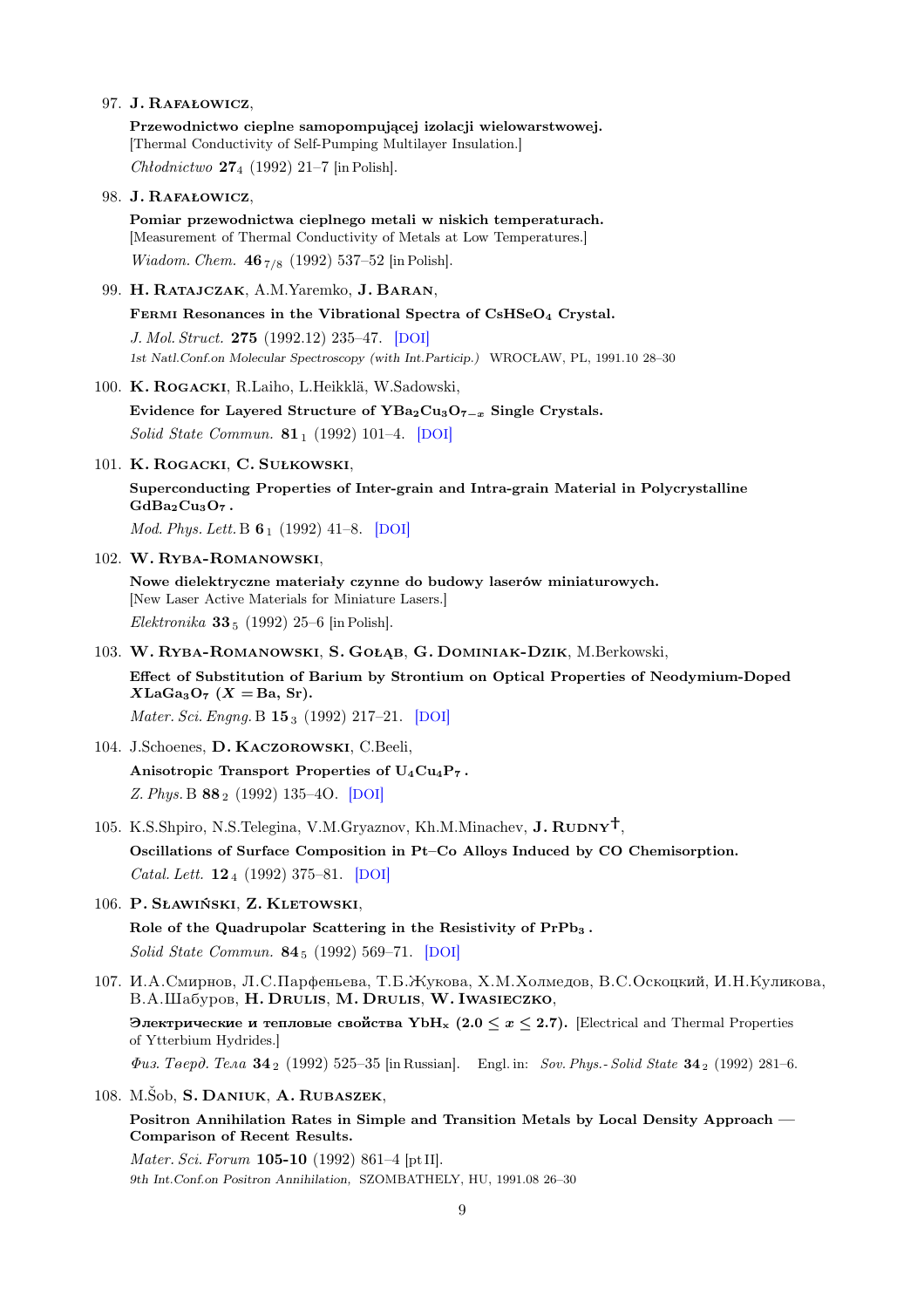97. **J. Rafałowicz**,

 **Przewodnictwo cieplne samopompującej izolacji wielowarstwowej.**
 [Thermal Conductivity of Self-Pumping Multilayer Insulation.]
 *Chłodnictwo* **27**$_4$ (1992) 21–7 [in Polish].

98. **J. Rafałowicz**,

 **Pomiar przewodnictwa cieplnego metali w niskich temperaturach.**
 [Measurement of Thermal Conductivity of Metals at Low Temperatures.]
 *Wiadom. Chem.* **46**$_{7/8}$ (1992) 537–52 [in Polish].

99. **H. Ratajczak**, A.M.Yaremko, **J. Baran**,

 **Fermi Resonances in the Vibrational Spectra of $CsHSeO_4$ Crystal.**
 *J. Mol. Struct.* **275** (1992.12) 235–47. [DOI]
 *1st Natl.Conf.on Molecular Spectroscopy (with Int.Particip.)* WROCŁAW, PL, 1991.10 28–30

100. **K. Rogacki**, R.Laiho, L.Heikklä, W.Sadowski,

 **Evidence for Layered Structure of $YBa_2Cu_3O_{7-x}$ Single Crystals.**
 *Solid State Commun.* **81**$_1$ (1992) 101–4. [DOI]

101. **K. Rogacki**, **C. Sułkowski**,

 **Superconducting Properties of Inter-grain and Intra-grain Material in Polycrystalline $GdBa_2Cu_3O_7$.**
 *Mod. Phys. Lett.* B **6**$_1$ (1992) 41–8. [DOI]

102. **W. Ryba-Romanowski**,

 **Nowe dielektryczne materiały czynne do budowy laserów miniaturowych.**
 [New Laser Active Materials for Miniature Lasers.]
 *Elektronika* **33**$_5$ (1992) 25–6 [in Polish].

103. **W. Ryba-Romanowski**, **S. Gołąb**, **G. Dominiak-Dzik**, M.Berkowski,

 **Effect of Substitution of Barium by Strontium on Optical Properties of Neodymium-Doped $X LaGa_3O_7$ ($X =$ Ba, Sr).**
 *Mater. Sci. Engng.* B **15**$_3$ (1992) 217–21. [DOI]

104. J.Schoenes, **D. Kaczorowski**, C.Beeli,

 **Anisotropic Transport Properties of $U_4Cu_4P_7$.**
 *Z. Phys.* B **88**$_2$ (1992) 135–40. [DOI]

105. K.S.Shpiro, N.S.Telegina, V.M.Gryaznov, Kh.M.Minachev, **J. Rudny**†,

 **Oscillations of Surface Composition in Pt–Co Alloys Induced by CO Chemisorption.**
 *Catal. Lett.* **12**$_4$ (1992) 375–81. [DOI]

106. **P. Sławiński**, **Z. Kletowski**,

 **Role of the Quadrupolar Scattering in the Resistivity of $PrPb_3$.**
 *Solid State Commun.* **84**$_5$ (1992) 569–71. [DOI]

107. И.А.Смирнов, Л.С.Парфеньева, Т.Б.Жукова, Х.М.Холмедов, В.С.Оскоцкий, И.Н.Куликова, В.А.Шабуров, **H. Drulis**, **M. Drulis**, **W. Iwasieczko**,

 **Электрические и тепловые свойства $YbH_x$ ($2.0 \le x \le 2.7$).** [Electrical and Thermal Properties of Ytterbium Hydrides.]
 *Физ. Тверд. Тела* **34**$_2$ (1992) 525–35 [in Russian]. Engl. in: *Sov. Phys.- Solid State* **34**$_2$ (1992) 281–6.

108. M.Šob, **S. Daniuk**, **A. Rubaszek**,

 **Positron Annihilation Rates in Simple and Transition Metals by Local Density Approach — Comparison of Recent Results.**
 *Mater. Sci. Forum* **105-10** (1992) 861–4 [pt II].
 *9th Int.Conf.on Positron Annihilation,* SZOMBATHELY, HU, 1991.08 26–30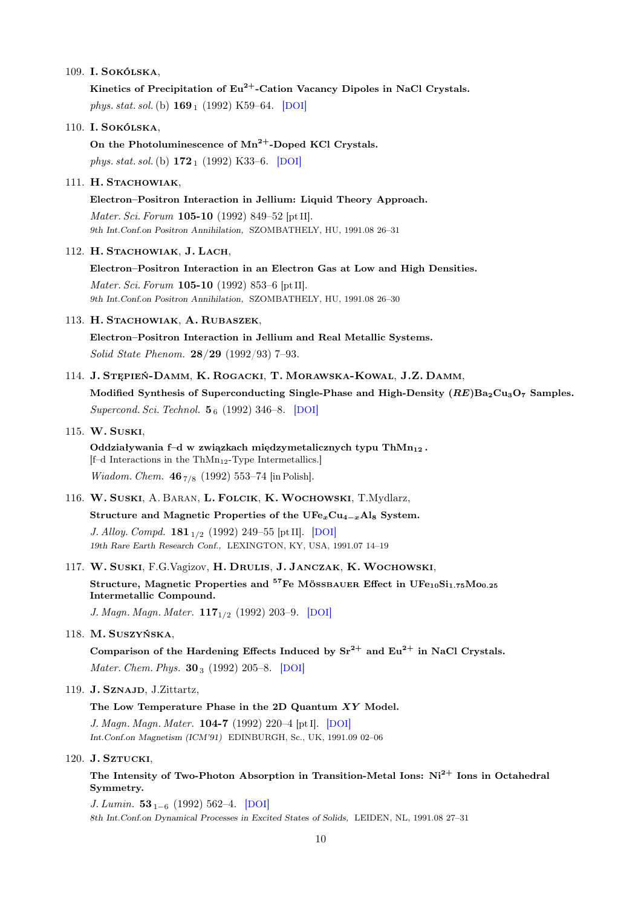109. **I. Sokólska**,

 **Kinetics of Precipitation of $Eu^{2+}$-Cation Vacancy Dipoles in NaCl Crystals.**

 *phys. stat. sol.* (b) **169** $_1$ (1992) K59–64. [DOI]

110. **I. Sokólska**,

 **On the Photoluminescence of $Mn^{2+}$-Doped KCl Crystals.**

 *phys. stat. sol.* (b) **172** $_1$ (1992) K33–6. [DOI]

111. **H. Stachowiak**,

 **Electron–Positron Interaction in Jellium: Liquid Theory Approach.**

 *Mater. Sci. Forum* **105-10** (1992) 849–52 [pt II].

 9th Int.Conf.on Positron Annihilation, SZOMBATHELY, HU, 1991.08 26–31

112. **H. Stachowiak**, **J. Lach**,

 **Electron–Positron Interaction in an Electron Gas at Low and High Densities.**

 *Mater. Sci. Forum* **105-10** (1992) 853–6 [pt II].

 9th Int.Conf.on Positron Annihilation, SZOMBATHELY, HU, 1991.08 26–30

113. **H. Stachowiak**, **A. Rubaszek**,

 **Electron–Positron Interaction in Jellium and Real Metallic Systems.**

 *Solid State Phenom.* **28/29** (1992/93) 7–93.

114. **J. Stępień-Damm**, **K. Rogacki**, **T. Morawska-Kowal**, **J.Z. Damm**,

 **Modified Synthesis of Superconducting Single-Phase and High-Density ($RE$)$Ba_2Cu_3O_7$ Samples.**

 *Supercond. Sci. Technol.* **5** $_6$ (1992) 346–8. [DOI]

115. **W. Suski**,

 **Oddziaływania f–d w związkach międzymetalicznych typu $ThMn_{12}$.**

 [f–d Interactions in the $ThMn_{12}$-Type Intermetallics.]

 *Wiadom. Chem.* **46** $_{7/8}$ (1992) 553–74 [in Polish].

116. **W. Suski**, A. Baran, **L. Folcik**, **K. Wochowski**, T.Mydlarz,

 **Structure and Magnetic Properties of the $UFe_xCu_{4-x}Al_8$ System.**

 *J. Alloy. Compd.* **181** $_{1/2}$ (1992) 249–55 [pt II]. [DOI]

 19th Rare Earth Research Conf., LEXINGTON, KY, USA, 1991.07 14–19

117. **W. Suski**, F.G.Vagizov, **H. Drulis**, **J. Janczak**, **K. Wochowski**,

 **Structure, Magnetic Properties and $^{57}Fe$ Mössbauer Effect in $UFe_{10}Si_{1.75}Mo_{0.25}$ Intermetallic Compound.**

 *J. Magn. Magn. Mater.* **117** $_{1/2}$ (1992) 203–9. [DOI]

118. **M. Suszyńska**,

 **Comparison of the Hardening Effects Induced by $Sr^{2+}$ and $Eu^{2+}$ in NaCl Crystals.**

 *Mater. Chem. Phys.* **30** $_3$ (1992) 205–8. [DOI]

119. **J. Sznajd**, J.Zittartz,

 **The Low Temperature Phase in the 2D Quantum $XY$ Model.**

 *J. Magn. Magn. Mater.* **104-7** (1992) 220–4 [pt I]. [DOI]

 Int.Conf.on Magnetism (ICM'91) EDINBURGH, Sc., UK, 1991.09 02–06

120. **J. Sztucki**,

 **The Intensity of Two-Photon Absorption in Transition-Metal Ions: $Ni^{2+}$ Ions in Octahedral Symmetry.**

 *J. Lumin.* **53** $_{1-6}$ (1992) 562–4. [DOI]

 8th Int.Conf.on Dynamical Processes in Excited States of Solids, LEIDEN, NL, 1991.08 27–31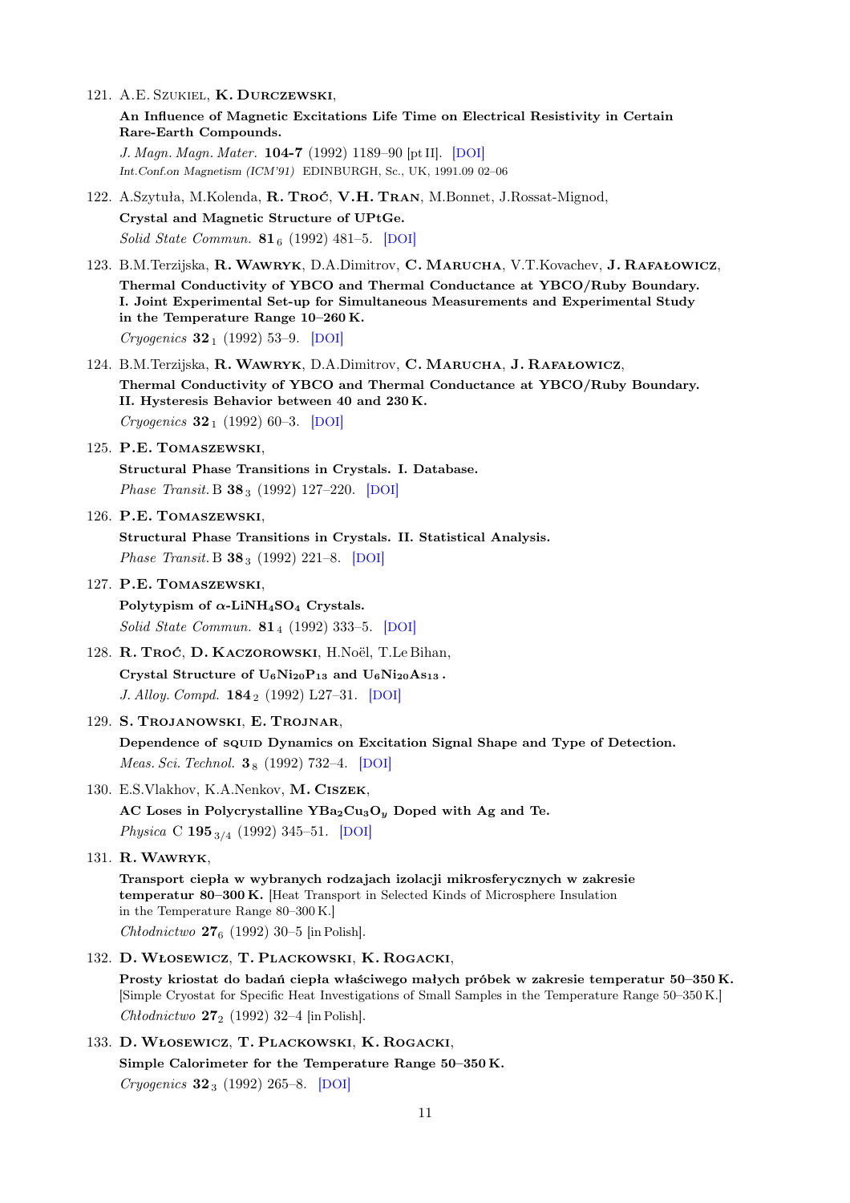121. A.E. Szukiel, **K. Durczewski**,

 **An Influence of Magnetic Excitations Life Time on Electrical Resistivity in Certain Rare-Earth Compounds.**

 *J. Magn. Magn. Mater.* **104-7** (1992) 1189–90 [pt II]. [DOI]

 *Int.Conf.on Magnetism (ICM'91)* EDINBURGH, Sc., UK, 1991.09 02–06

122. A.Szytuła, M.Kolenda, **R. Troć**, **V.H. Tran**, M.Bonnet, J.Rossat-Mignod,

 **Crystal and Magnetic Structure of UPtGe.**

 *Solid State Commun.* **81** $_6$ (1992) 481–5. [DOI]

123. B.M.Terzijska, **R. Wawryk**, D.A.Dimitrov, **C. Marucha**, V.T.Kovachev, **J. Rafałowicz**,

 **Thermal Conductivity of YBCO and Thermal Conductance at YBCO/Ruby Boundary. I. Joint Experimental Set-up for Simultaneous Measurements and Experimental Study in the Temperature Range 10–260 K.**

 *Cryogenics* **32** $_1$ (1992) 53–9. [DOI]

124. B.M.Terzijska, **R. Wawryk**, D.A.Dimitrov, **C. Marucha**, **J. Rafałowicz**,

 **Thermal Conductivity of YBCO and Thermal Conductance at YBCO/Ruby Boundary. II. Hysteresis Behavior between 40 and 230 K.**

 *Cryogenics* **32** $_1$ (1992) 60–3. [DOI]

125. **P.E. Tomaszewski**,

 **Structural Phase Transitions in Crystals. I. Database.**

 *Phase Transit.* B **38** $_3$ (1992) 127–220. [DOI]

126. **P.E. Tomaszewski**,

 **Structural Phase Transitions in Crystals. II. Statistical Analysis.**

 *Phase Transit.* B **38** $_3$ (1992) 221–8. [DOI]

127. **P.E. Tomaszewski**,

 **Polytypism of $\alpha$-$LiNH_4SO_4$ Crystals.**

 *Solid State Commun.* **81** $_4$ (1992) 333–5. [DOI]

128. **R. Troć**, **D. Kaczorowski**, H.Noël, T.Le Bihan,

 **Crystal Structure of $U_6Ni_{20}P_{13}$ and $U_6Ni_{20}As_{13}$ .**

 *J. Alloy. Compd.* **184** $_2$ (1992) L27–31. [DOI]

129. **S. Trojanowski**, **E. Trojnar**,

 **Dependence of squid Dynamics on Excitation Signal Shape and Type of Detection.**

 *Meas. Sci. Technol.* **3** $_8$ (1992) 732–4. [DOI]

130. E.S.Vlakhov, K.A.Nenkov, **M. Ciszek**,

 **AC Loses in Polycrystalline $YBa_2Cu_3O_y$ Doped with Ag and Te.**

 *Physica* C **195** $_{3/4}$ (1992) 345–51. [DOI]

131. **R. Wawryk**,

 **Transport ciepła w wybranych rodzajach izolacji mikrosferycznych w zakresie temperatur 80–300 K.** [Heat Transport in Selected Kinds of Microsphere Insulation in the Temperature Range 80–300 K.]

 *Chłodnictwo* **27** $_6$ (1992) 30–5 [in Polish].

132. **D. Włosewicz**, **T. Plackowski**, **K. Rogacki**,

 **Prosty kriostat do badań ciepła właściwego małych próbek w zakresie temperatur 50–350 K.** [Simple Cryostat for Specific Heat Investigations of Small Samples in the Temperature Range 50–350 K.]

 *Chłodnictwo* **27** $_2$ (1992) 32–4 [in Polish].

133. **D. Włosewicz**, **T. Plackowski**, **K. Rogacki**,

 **Simple Calorimeter for the Temperature Range 50–350 K.**

 *Cryogenics* **32** $_3$ (1992) 265–8. [DOI]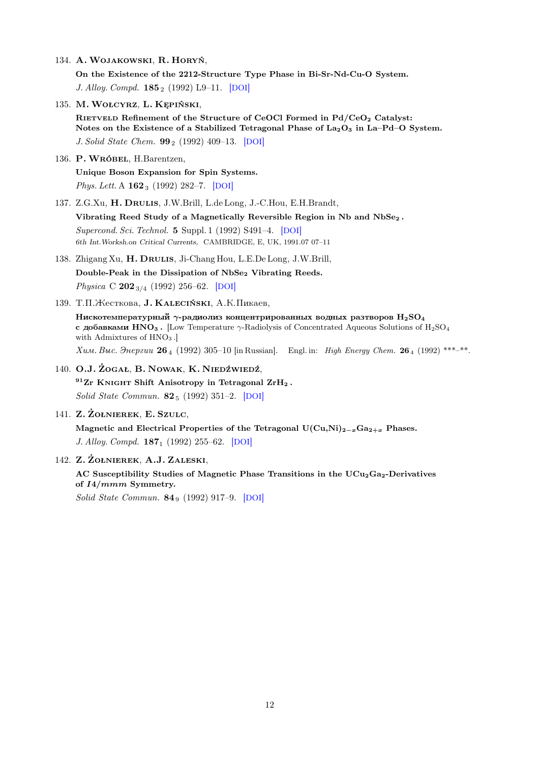134. **A. Wojakowski**, **R. Horyń**,
**On the Existence of the 2212-Structure Type Phase in Bi-Sr-Nd-Cu-O System.**
*J. Alloy. Compd.* **185** $_2$ (1992) L9–11. [DOI]

135. **M. Wołcyrz**, **L. Kępiński**,
**Rietveld Refinement of the Structure of CeOCl Formed in Pd/$CeO_2$ Catalyst: Notes on the Existence of a Stabilized Tetragonal Phase of $La_2O_3$ in La–Pd–O System.**
*J. Solid State Chem.* **99** $_2$ (1992) 409–13. [DOI]

136. **P. Wróbel**, H.Barentzen,
**Unique Boson Expansion for Spin Systems.**
*Phys. Lett.* A **162** $_3$ (1992) 282–7. [DOI]

137. Z.G.Xu, **H. Drulis**, J.W.Brill, L.de Long, J.-C.Hou, E.H.Brandt,
**Vibrating Reed Study of a Magnetically Reversible Region in Nb and $NbSe_2$.**
*Supercond. Sci. Technol.* **5** Suppl. 1 (1992) S491–4. [DOI]
*6th Int.Worksh.on Critical Currents,* CAMBRIDGE, E, UK, 1991.07 07–11

138. Zhigang Xu, **H. Drulis**, Ji-Chang Hou, L.E.De Long, J.W.Brill,
**Double-Peak in the Dissipation of $NbSe_2$ Vibrating Reeds.**
*Physica* C **202** $_{3/4}$ (1992) 256–62. [DOI]

139. Т.П.Жесткова, **J. Kaleciński**, А.К.Пикаев,
**Нискотемпературный $\gamma$-радиолиз концентрированных водных разтворов $H_2SO_4$ с добавками $HNO_3$.** [Low Temperature $\gamma$-Radiolysis of Concentrated Aqueous Solutions of $H_2SO_4$ with Admixtures of $HNO_3$.]
*Хим. Выс. Энергии* **26** $_4$ (1992) 305–10 [in Russian]. Engl. in: *High Energy Chem.* **26** $_4$ (1992) ***–**.

140. **O.J. Żogał**, **B. Nowak**, **K. Niedźwiedź**,
**$^{91}$Zr Knight Shift Anisotropy in Tetragonal $ZrH_2$.**
*Solid State Commun.* **82** $_5$ (1992) 351–2. [DOI]

141. **Z. Żołnierek**, **E. Szulc**,
**Magnetic and Electrical Properties of the Tetragonal $U(Cu,Ni)_{2-x}Ga_{2+x}$ Phases.**
*J. Alloy. Compd.* **187** $_1$ (1992) 255–62. [DOI]

142. **Z. Żołnierek**, **A.J. Zaleski**,
**AC Susceptibility Studies of Magnetic Phase Transitions in the $UCu_2Ga_2$-Derivatives of $I4/mmm$ Symmetry.**
*Solid State Commun.* **84** $_9$ (1992) 917–9. [DOI]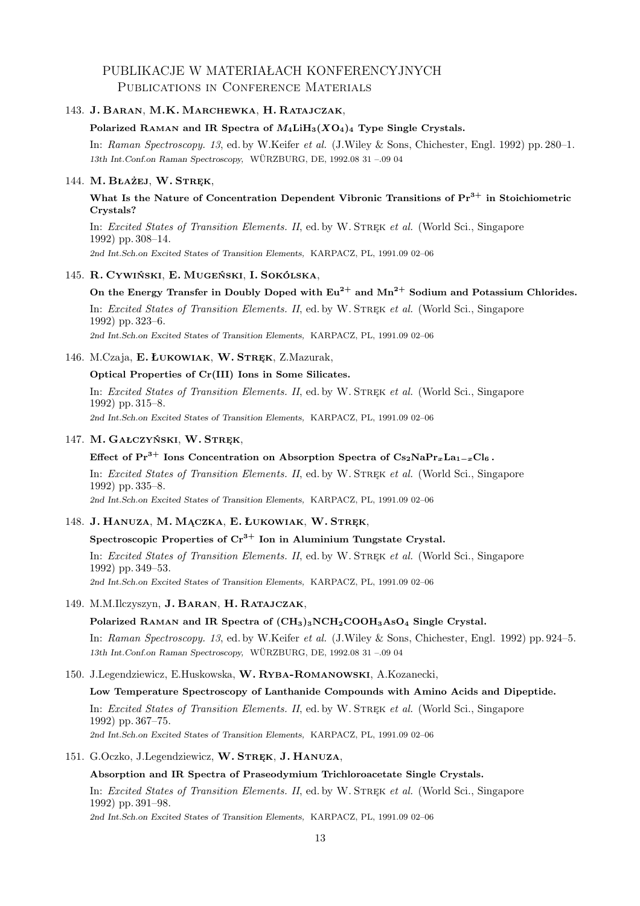# PUBLIKACJE W MATERIAŁACH KONFERENCYJNYCH
## Publications in Conference Materials

143. **J. Baran**, **M.K. Marchewka**, **H. Ratajczak**,

   **Polarized Raman and IR Spectra of $M_4LiH_3(XO_4)_4$ Type Single Crystals.**

   In: *Raman Spectroscopy. 13*, ed. by W.Keifer *et al.* (J.Wiley & Sons, Chichester, Engl. 1992) pp. 280–1.
   *13th Int.Conf.on Raman Spectroscopy, WÜRZBURG, DE, 1992.08 31 –.09 04*

144. **M. Błażej**, **W. Stręk**,

   **What Is the Nature of Concentration Dependent Vibronic Transitions of $Pr^{3+}$ in Stoichiometric Crystals?**

   In: *Excited States of Transition Elements. II*, ed. by W. Stręk *et al.* (World Sci., Singapore 1992) pp. 308–14.
   *2nd Int.Sch.on Excited States of Transition Elements, KARPACZ, PL, 1991.09 02–06*

145. **R. Cywiński**, **E. Mugeński**, **I. Sokólska**,

   **On the Energy Transfer in Doubly Doped with $Eu^{2+}$ and $Mn^{2+}$ Sodium and Potassium Chlorides.**

   In: *Excited States of Transition Elements. II*, ed. by W. Stręk *et al.* (World Sci., Singapore 1992) pp. 323–6.
   *2nd Int.Sch.on Excited States of Transition Elements, KARPACZ, PL, 1991.09 02–06*

146. M.Czaja, **E. Łukowiak**, **W. Stręk**, Z.Mazurak,

   **Optical Properties of Cr(III) Ions in Some Silicates.**

   In: *Excited States of Transition Elements. II*, ed. by W. Stręk *et al.* (World Sci., Singapore 1992) pp. 315–8.
   *2nd Int.Sch.on Excited States of Transition Elements, KARPACZ, PL, 1991.09 02–06*

147. **M. Gałczyński**, **W. Stręk**,

   **Effect of $Pr^{3+}$ Ions Concentration on Absorption Spectra of $Cs_2NaPr_xLa_{1-x}Cl_6$.**

   In: *Excited States of Transition Elements. II*, ed. by W. Stręk *et al.* (World Sci., Singapore 1992) pp. 335–8.
   *2nd Int.Sch.on Excited States of Transition Elements, KARPACZ, PL, 1991.09 02–06*

148. **J. Hanuza**, **M. Mączka**, **E. Łukowiak**, **W. Stręk**,

   **Spectroscopic Properties of $Cr^{3+}$ Ion in Aluminium Tungstate Crystal.**

   In: *Excited States of Transition Elements. II*, ed. by W. Stręk *et al.* (World Sci., Singapore 1992) pp. 349–53.
   *2nd Int.Sch.on Excited States of Transition Elements, KARPACZ, PL, 1991.09 02–06*

149. M.M.Ilczyszyn, **J. Baran**, **H. Ratajczak**,

   **Polarized Raman and IR Spectra of $(CH_3)_3NCH_2COOH_3AsO_4$ Single Crystal.**

   In: *Raman Spectroscopy. 13*, ed. by W.Keifer *et al.* (J.Wiley & Sons, Chichester, Engl. 1992) pp. 924–5.
   *13th Int.Conf.on Raman Spectroscopy, WÜRZBURG, DE, 1992.08 31 –.09 04*

150. J.Legendziewicz, E.Huskowska, **W. Ryba-Romanowski**, A.Kozanecki,

   **Low Temperature Spectroscopy of Lanthanide Compounds with Amino Acids and Dipeptide.**

   In: *Excited States of Transition Elements. II*, ed. by W. Stręk *et al.* (World Sci., Singapore 1992) pp. 367–75.
   *2nd Int.Sch.on Excited States of Transition Elements, KARPACZ, PL, 1991.09 02–06*

151. G.Oczko, J.Legendziewicz, **W. Stręk**, **J. Hanuza**,

   **Absorption and IR Spectra of Praseodymium Trichloroacetate Single Crystals.**

   In: *Excited States of Transition Elements. II*, ed. by W. Stręk *et al.* (World Sci., Singapore 1992) pp. 391–98.
   *2nd Int.Sch.on Excited States of Transition Elements, KARPACZ, PL, 1991.09 02–06*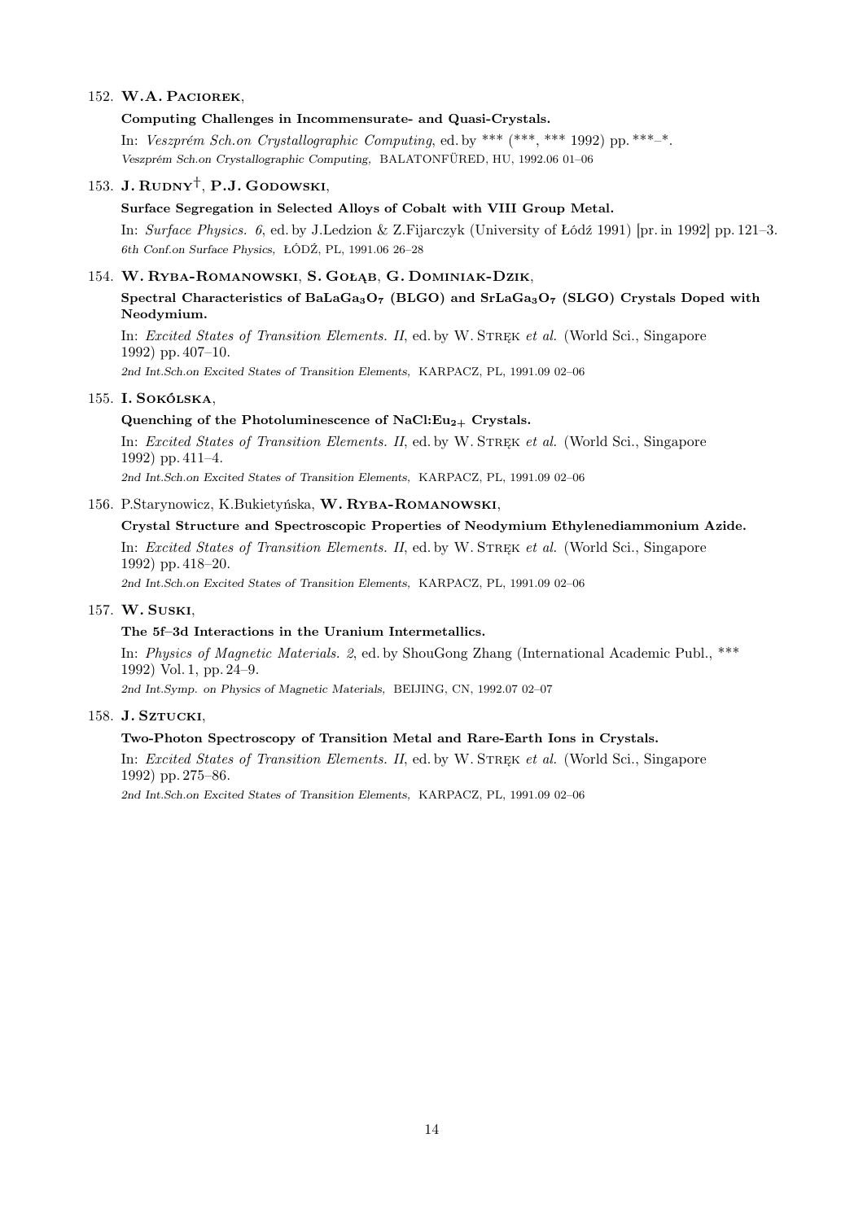152. **W.A. Paciorek**,

**Computing Challenges in Incommensurate- and Quasi-Crystals.**

In: *Veszprém Sch.on Crystallographic Computing*, ed. by *** (***, *** 1992) pp. ***–*.
*Veszprém Sch.on Crystallographic Computing,* BALATONFÜRED, HU, 1992.06 01–06

153. **J. Rudny**†, **P.J. Godowski**,

**Surface Segregation in Selected Alloys of Cobalt with VIII Group Metal.**

In: *Surface Physics. 6*, ed. by J.Ledzion & Z.Fijarczyk (University of Łódź 1991) [pr. in 1992] pp. 121–3.
*6th Conf.on Surface Physics,* ŁÓDŹ, PL, 1991.06 26–28

154. **W. Ryba-Romanowski**, **S. Gołąb**, **G. Dominiak-Dzik**,

**Spectral Characteristics of $BaLaGa_3O_7$ (BLGO) and $SrLaGa_3O_7$ (SLGO) Crystals Doped with Neodymium.**

In: *Excited States of Transition Elements. II*, ed. by W. Stręk *et al.* (World Sci., Singapore 1992) pp. 407–10.
*2nd Int.Sch.on Excited States of Transition Elements,* KARPACZ, PL, 1991.09 02–06

155. **I. Sokólska**,

**Quenching of the Photoluminescence of $NaCl:Eu_{2+}$ Crystals.**

In: *Excited States of Transition Elements. II*, ed. by W. Stręk *et al.* (World Sci., Singapore 1992) pp. 411–4.
*2nd Int.Sch.on Excited States of Transition Elements,* KARPACZ, PL, 1991.09 02–06

156. P.Starynowicz, K.Bukietyńska, **W. Ryba-Romanowski**,

**Crystal Structure and Spectroscopic Properties of Neodymium Ethylenediammonium Azide.**

In: *Excited States of Transition Elements. II*, ed. by W. Stręk *et al.* (World Sci., Singapore 1992) pp. 418–20.
*2nd Int.Sch.on Excited States of Transition Elements,* KARPACZ, PL, 1991.09 02–06

157. **W. Suski**,

**The 5f–3d Interactions in the Uranium Intermetallics.**

In: *Physics of Magnetic Materials. 2*, ed. by ShouGong Zhang (International Academic Publ., *** 1992) Vol. 1, pp. 24–9.
*2nd Int.Symp. on Physics of Magnetic Materials,* BEIJING, CN, 1992.07 02–07

158. **J. Sztucki**,

**Two-Photon Spectroscopy of Transition Metal and Rare-Earth Ions in Crystals.**

In: *Excited States of Transition Elements. II*, ed. by W. Stręk *et al.* (World Sci., Singapore 1992) pp. 275–86.
*2nd Int.Sch.on Excited States of Transition Elements,* KARPACZ, PL, 1991.09 02–06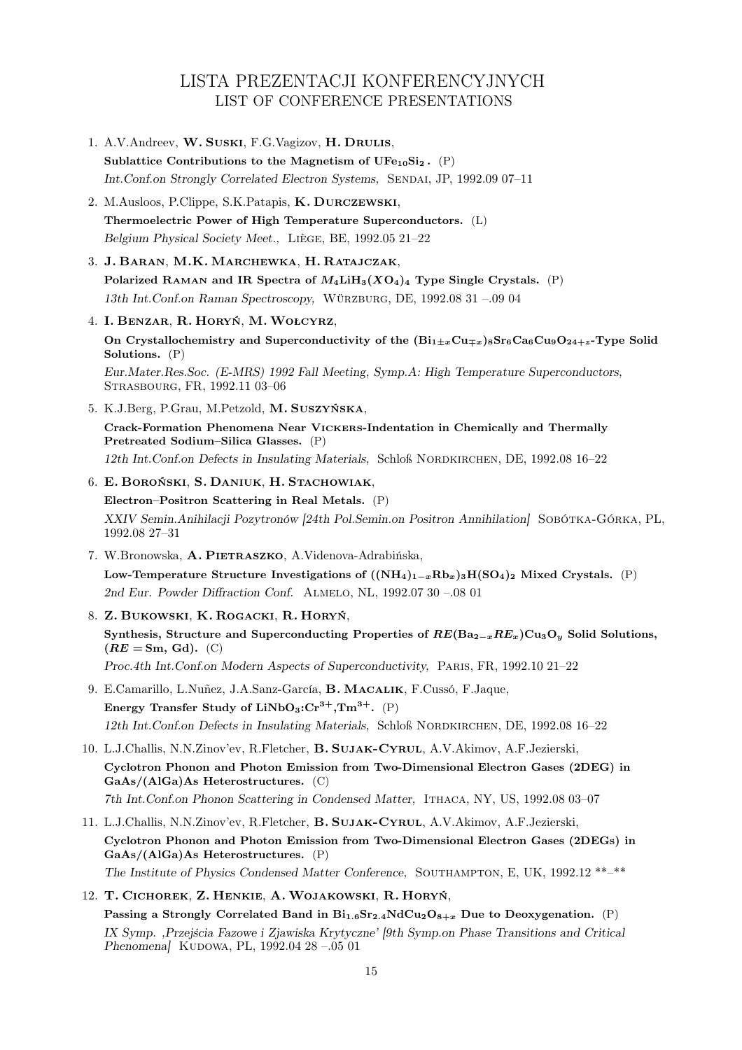# LISTA PREZENTACJI KONFERENCYJNYCH
## LIST OF CONFERENCE PRESENTATIONS

1. A.V.Andreev, **W. Suski**, F.G.Vagizov, **H. Drulis**,
   **Sublattice Contributions to the Magnetism of $UFe_{10}Si_2$.** (P)
   *Int.Conf.on Strongly Correlated Electron Systems,* Sendai, JP, 1992.09 07–11

2. M.Ausloos, P.Clippe, S.K.Patapis, **K. Durczewski**,
   **Thermoelectric Power of High Temperature Superconductors.** (L)
   *Belgium Physical Society Meet.,* Liège, BE, 1992.05 21–22

3. **J. Baran**, **M.K. Marchewka**, **H. Ratajczak**,
   **Polarized Raman and IR Spectra of $M_4LiH_3(XO_4)_4$ Type Single Crystals.** (P)
   *13th Int.Conf.on Raman Spectroscopy,* Würzburg, DE, 1992.08 31 –.09 04

4. **I. Benzar**, **R. Horyń**, **M. Wołcyrz**,
   **On Crystallochemistry and Superconductivity of the $(Bi_{1\pm x}Cu_{\mp x})_8Sr_6Ca_6Cu_9O_{24+z}$-Type Solid Solutions.** (P)
   *Eur.Mater.Res.Soc. (E-MRS) 1992 Fall Meeting, Symp.A: High Temperature Superconductors,* Strasbourg, FR, 1992.11 03–06

5. K.J.Berg, P.Grau, M.Petzold, **M. Suszyńska**,
   **Crack-Formation Phenomena Near Vickers-Indentation in Chemically and Thermally Pretreated Sodium–Silica Glasses.** (P)
   *12th Int.Conf.on Defects in Insulating Materials,* Schloß Nordkirchen, DE, 1992.08 16–22

6. **E. Boroński**, **S. Daniuk**, **H. Stachowiak**,
   **Electron–Positron Scattering in Real Metals.** (P)
   *XXIV Semin.Anihilacji Pozytronów [24th Pol.Semin.on Positron Annihilation]* Sobótka-Górka, PL, 1992.08 27–31

7. W.Bronowska, **A. Pietraszko**, A.Videnova-Adrabińska,
   **Low-Temperature Structure Investigations of $((NH_4)_{1-x}Rb_x)_3H(SO_4)_2$ Mixed Crystals.** (P)
   *2nd Eur. Powder Diffraction Conf.* Almelo, NL, 1992.07 30 –.08 01

8. **Z. Bukowski**, **K. Rogacki**, **R. Horyń**,
   **Synthesis, Structure and Superconducting Properties of $RE(Ba_{2-x}RE_x)Cu_3O_y$ Solid Solutions, ($RE = $ Sm, Gd).** (C)
   *Proc.4th Int.Conf.on Modern Aspects of Superconductivity,* Paris, FR, 1992.10 21–22

9. E.Camarillo, L.Nuñez, J.A.Sanz-García, **B. Macalik**, F.Cussó, F.Jaque,
   **Energy Transfer Study of $LiNbO_3$:$Cr^{3+}$,$Tm^{3+}$.** (P)
   *12th Int.Conf.on Defects in Insulating Materials,* Schloß Nordkirchen, DE, 1992.08 16–22

10. L.J.Challis, N.N.Zinov'ev, R.Fletcher, **B. Sujak-Cyrul**, A.V.Akimov, A.F.Jezierski,
    **Cyclotron Phonon and Photon Emission from Two-Dimensional Electron Gases (2DEG) in GaAs/(AlGa)As Heterostructures.** (C)
    *7th Int.Conf.on Phonon Scattering in Condensed Matter,* Ithaca, NY, US, 1992.08 03–07

11. L.J.Challis, N.N.Zinov'ev, R.Fletcher, **B. Sujak-Cyrul**, A.V.Akimov, A.F.Jezierski,
    **Cyclotron Phonon and Photon Emission from Two-Dimensional Electron Gases (2DEGs) in GaAs/(AlGa)As Heterostructures.** (P)
    *The Institute of Physics Condensed Matter Conference,* Southampton, E, UK, 1992.12 **–**

12. **T. Cichorek**, **Z. Henkie**, **A. Wojakowski**, **R. Horyń**,
    **Passing a Strongly Correlated Band in $Bi_{1.6}Sr_{2.4}NdCu_2O_{8+x}$ Due to Deoxygenation.** (P)
    *IX Symp. 'Przejścia Fazowe i Zjawiska Krytyczne' [9th Symp.on Phase Transitions and Critical Phenomena]* Kudowa, PL, 1992.04 28 –.05 01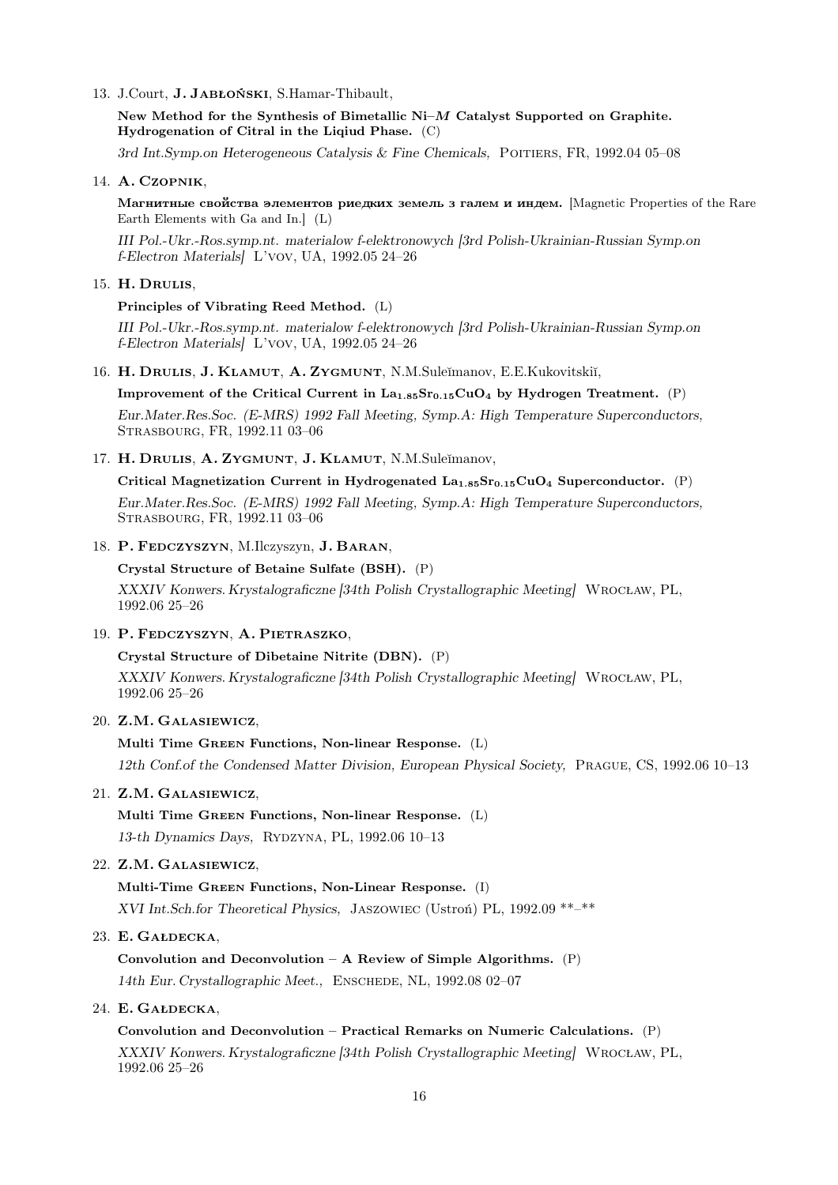13. J.Court, **J. Jabłoński**, S.Hamar-Thibault,

    **New Method for the Synthesis of Bimetallic Ni–$M$ Catalyst Supported on Graphite. Hydrogenation of Citral in the Liqiud Phase.** (C)

    *3rd Int.Symp.on Heterogeneous Catalysis & Fine Chemicals,* Poitiers, FR, 1992.04 05–08

14. **A. Czopnik**,

    **Магнитные свойства элементов риедких земель з галем и индем.** [Magnetic Properties of the Rare Earth Elements with Ga and In.] (L)

    *III Pol.-Ukr.-Ros.symp.nt. materialow f-elektronowych [3rd Polish-Ukrainian-Russian Symp.on f-Electron Materials]* L'vov, UA, 1992.05 24–26

15. **H. Drulis**,

    **Principles of Vibrating Reed Method.** (L)

    *III Pol.-Ukr.-Ros.symp.nt. materialow f-elektronowych [3rd Polish-Ukrainian-Russian Symp.on f-Electron Materials]* L'vov, UA, 1992.05 24–26

16. **H. Drulis**, **J. Klamut**, **A. Zygmunt**, N.M.Suleĭmanov, E.E.Kukovitskiĭ,

    **Improvement of the Critical Current in $La_{1.85}Sr_{0.15}CuO_4$ by Hydrogen Treatment.** (P)

    *Eur.Mater.Res.Soc. (E-MRS) 1992 Fall Meeting, Symp.A: High Temperature Superconductors,* Strasbourg, FR, 1992.11 03–06

17. **H. Drulis**, **A. Zygmunt**, **J. Klamut**, N.M.Suleĭmanov,

    **Critical Magnetization Current in Hydrogenated $La_{1.85}Sr_{0.15}CuO_4$ Superconductor.** (P)

    *Eur.Mater.Res.Soc. (E-MRS) 1992 Fall Meeting, Symp.A: High Temperature Superconductors,* Strasbourg, FR, 1992.11 03–06

18. **P. Fedczyszyn**, M.Ilczyszyn, **J. Baran**,

    **Crystal Structure of Betaine Sulfate (BSH).** (P)

    *XXXIV Konwers. Krystalograficzne [34th Polish Crystallographic Meeting]* Wrocław, PL, 1992.06 25–26

19. **P. Fedczyszyn**, **A. Pietraszko**,

    **Crystal Structure of Dibetaine Nitrite (DBN).** (P)

    *XXXIV Konwers. Krystalograficzne [34th Polish Crystallographic Meeting]* Wrocław, PL, 1992.06 25–26

20. **Z.M. Galasiewicz**,

    **Multi Time Green Functions, Non-linear Response.** (L)

    *12th Conf.of the Condensed Matter Division, European Physical Society,* Prague, CS, 1992.06 10–13

21. **Z.M. Galasiewicz**,

    **Multi Time Green Functions, Non-linear Response.** (L)

    *13-th Dynamics Days,* Rydzyna, PL, 1992.06 10–13

22. **Z.M. Galasiewicz**,

    **Multi-Time Green Functions, Non-Linear Response.** (I)

    *XVI Int.Sch.for Theoretical Physics,* Jaszowiec (Ustroń) PL, 1992.09 **–**

23. **E. Gałdecka**,

    **Convolution and Deconvolution – A Review of Simple Algorithms.** (P)

    *14th Eur. Crystallographic Meet.,* Enschede, NL, 1992.08 02–07

24. **E. Gałdecka**,

    **Convolution and Deconvolution – Practical Remarks on Numeric Calculations.** (P)

    *XXXIV Konwers. Krystalograficzne [34th Polish Crystallographic Meeting]* Wrocław, PL, 1992.06 25–26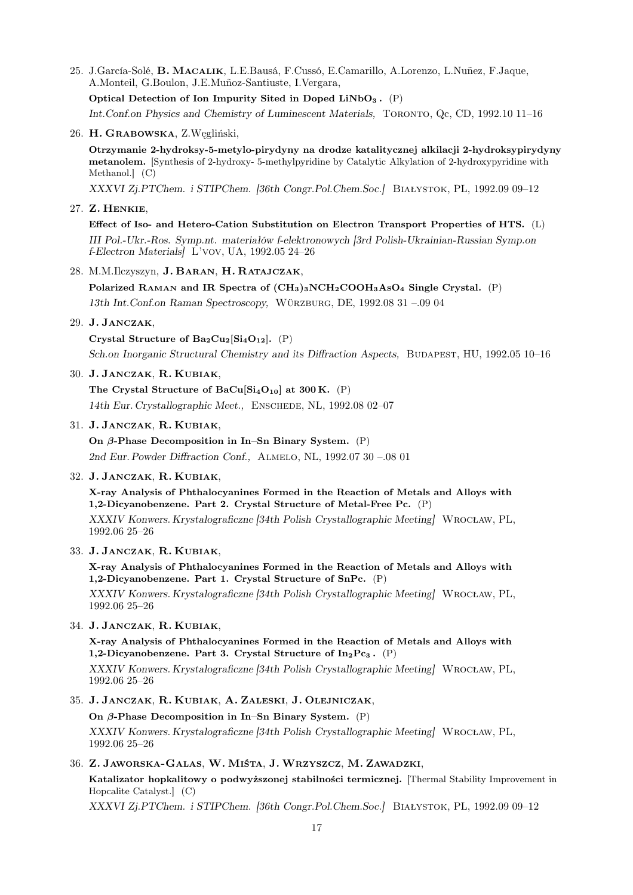25. J.García-Solé, **B. Macalik**, L.E.Bausá, F.Cussó, E.Camarillo, A.Lorenzo, L.Nuñez, F.Jaque, A.Monteil, G.Boulon, J.E.Muñoz-Santiuste, I.Vergara,

    **Optical Detection of Ion Impurity Sited in Doped $LiNbO_3$ .** (P)

    *Int.Conf.on Physics and Chemistry of Luminescent Materials,* Toronto, Qc, CD, 1992.10 11–16

26. **H. Grabowska**, Z.Węgliński,

    **Otrzymanie 2-hydroksy-5-metylo-pirydyny na drodze katalitycznej alkilacji 2-hydroksypirydyny metanolem.** [Synthesis of 2-hydroxy- 5-methylpyridine by Catalytic Alkylation of 2-hydroxypyridine with Methanol.] (C)

    *XXXVI Zj.PTChem. i STIPChem. [36th Congr.Pol.Chem.Soc.]* Białystok, PL, 1992.09 09–12

27. **Z. Henkie**,

    **Effect of Iso- and Hetero-Cation Substitution on Electron Transport Properties of HTS.** (L)

    *III Pol.-Ukr.-Ros. Symp.nt. materiałów f-elektronowych [3rd Polish-Ukrainian-Russian Symp.on f-Electron Materials]* L'vov, UA, 1992.05 24–26

28. M.M.Ilczyszyn, **J. Baran**, **H. Ratajczak**,

    **Polarized Raman and IR Spectra of $(CH_3)_3NCH_2COOH_3AsO_4$ Single Crystal.** (P)

    *13th Int.Conf.on Raman Spectroscopy,* Würzburg, DE, 1992.08 31 –.09 04

29. **J. Janczak**,

    **Crystal Structure of $Ba_2Cu_2[Si_4O_{12}]$.** (P)

    *Sch.on Inorganic Structural Chemistry and its Diffraction Aspects,* Budapest, HU, 1992.05 10–16

30. **J. Janczak**, **R. Kubiak**,

    **The Crystal Structure of $BaCu[Si_4O_{10}]$ at 300 K.** (P)

    *14th Eur. Crystallographic Meet.,* Enschede, NL, 1992.08 02–07

31. **J. Janczak**, **R. Kubiak**,

    **On $\beta$-Phase Decomposition in In–Sn Binary System.** (P)

    *2nd Eur. Powder Diffraction Conf.,* Almelo, NL, 1992.07 30 –.08 01

32. **J. Janczak**, **R. Kubiak**,

    **X-ray Analysis of Phthalocyanines Formed in the Reaction of Metals and Alloys with 1,2-Dicyanobenzene. Part 2. Crystal Structure of Metal-Free Pc.** (P)

    *XXXIV Konwers. Krystalograficzne [34th Polish Crystallographic Meeting]* Wrocław, PL, 1992.06 25–26

33. **J. Janczak**, **R. Kubiak**,

    **X-ray Analysis of Phthalocyanines Formed in the Reaction of Metals and Alloys with 1,2-Dicyanobenzene. Part 1. Crystal Structure of SnPc.** (P)

    *XXXIV Konwers. Krystalograficzne [34th Polish Crystallographic Meeting]* Wrocław, PL, 1992.06 25–26

34. **J. Janczak**, **R. Kubiak**,

    **X-ray Analysis of Phthalocyanines Formed in the Reaction of Metals and Alloys with 1,2-Dicyanobenzene. Part 3. Crystal Structure of $In_2Pc_3$ .** (P)

    *XXXIV Konwers. Krystalograficzne [34th Polish Crystallographic Meeting]* Wrocław, PL, 1992.06 25–26

35. **J. Janczak**, **R. Kubiak**, **A. Zaleski**, **J. Olejniczak**,

    **On $\beta$-Phase Decomposition in In–Sn Binary System.** (P)

    *XXXIV Konwers. Krystalograficzne [34th Polish Crystallographic Meeting]* Wrocław, PL, 1992.06 25–26

36. **Z. Jaworska-Galas**, **W. Mišta**, **J. Wrzyszcz**, **M. Zawadzki**,

    **Katalizator hopkalitowy o podwyższonej stabilności termicznej.** [Thermal Stability Improvement in Hopcalite Catalyst.] (C)

    *XXXVI Zj.PTChem. i STIPChem. [36th Congr.Pol.Chem.Soc.]* Białystok, PL, 1992.09 09–12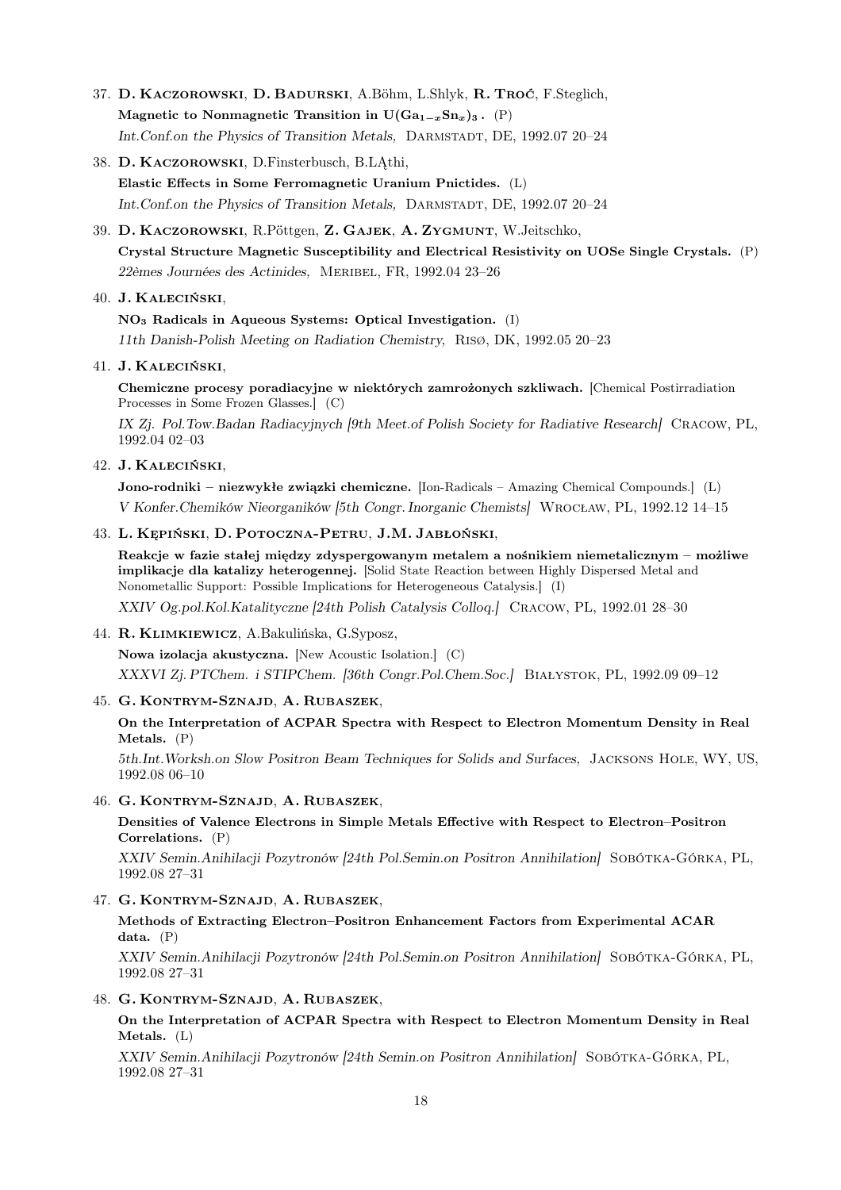37. **D. Kaczorowski**, **D. Badurski**, A.Böhm, L.Shlyk, **R. Troć**, F.Steglich,
    **Magnetic to Nonmagnetic Transition in $U(Ga_{1-x}Sn_x)_3$.** (P)
    *Int.Conf.on the Physics of Transition Metals,* Darmstadt, DE, 1992.07 20–24

38. **D. Kaczorowski**, D.Finsterbusch, B.LĄthi,
    **Elastic Effects in Some Ferromagnetic Uranium Pnictides.** (L)
    *Int.Conf.on the Physics of Transition Metals,* Darmstadt, DE, 1992.07 20–24

39. **D. Kaczorowski**, R.Pöttgen, **Z. Gajek**, **A. Zygmunt**, W.Jeitschko,
    **Crystal Structure Magnetic Susceptibility and Electrical Resistivity on UOSe Single Crystals.** (P)
    *22èmes Journées des Actinides,* Meribel, FR, 1992.04 23–26

40. **J. Kaleciński**,
    **$NO_3$ Radicals in Aqueous Systems: Optical Investigation.** (I)
    *11th Danish-Polish Meeting on Radiation Chemistry,* Risø, DK, 1992.05 20–23

41. **J. Kaleciński**,
    **Chemiczne procesy poradiacyjne w niektórych zamrożonych szkliwach.** [Chemical Postirradiation Processes in Some Frozen Glasses.] (C)
    *IX Zj. Pol.Tow.Badan Radiacyjnych [9th Meet.of Polish Society for Radiative Research]* Cracow, PL, 1992.04 02–03

42. **J. Kaleciński**,
    **Jono-rodniki – niezwykłe związki chemiczne.** [Ion-Radicals – Amazing Chemical Compounds.] (L)
    *V Konfer.Chemików Nieorganików [5th Congr.Inorganic Chemists]* Wrocław, PL, 1992.12 14–15

43. **L. Kępiński**, **D. Potoczna-Petru**, **J.M. Jabłoński**,
    **Reakcje w fazie stałej między zdyspergowanym metalem a nośnikiem niemetalicznym – możliwe implikacje dla katalizy heterogennej.** [Solid State Reaction between Highly Dispersed Metal and Nonometallic Support: Possible Implications for Heterogeneous Catalysis.] (I)
    *XXIV Og.pol.Kol.Katalityczne [24th Polish Catalysis Colloq.]* Cracow, PL, 1992.01 28–30

44. **R. Klimkiewicz**, A.Bakulińska, G.Syposz,
    **Nowa izolacja akustyczna.** [New Acoustic Isolation.] (C)
    *XXXVI Zj.PTChem. i STIPChem. [36th Congr.Pol.Chem.Soc.]* Białystok, PL, 1992.09 09–12

45. **G. Kontrym-Sznajd**, **A. Rubaszek**,
    **On the Interpretation of ACPAR Spectra with Respect to Electron Momentum Density in Real Metals.** (P)
    *5th.Int.Worksh.on Slow Positron Beam Techniques for Solids and Surfaces,* Jacksons Hole, WY, US, 1992.08 06–10

46. **G. Kontrym-Sznajd**, **A. Rubaszek**,
    **Densities of Valence Electrons in Simple Metals Effective with Respect to Electron–Positron Correlations.** (P)
    *XXIV Semin.Anihilacji Pozytronów [24th Pol.Semin.on Positron Annihilation]* Sobótka-Górka, PL, 1992.08 27–31

47. **G. Kontrym-Sznajd**, **A. Rubaszek**,
    **Methods of Extracting Electron–Positron Enhancement Factors from Experimental ACAR data.** (P)
    *XXIV Semin.Anihilacji Pozytronów [24th Pol.Semin.on Positron Annihilation]* Sobótka-Górka, PL, 1992.08 27–31

48. **G. Kontrym-Sznajd**, **A. Rubaszek**,
    **On the Interpretation of ACPAR Spectra with Respect to Electron Momentum Density in Real Metals.** (L)
    *XXIV Semin.Anihilacji Pozytronów [24th Semin.on Positron Annihilation]* Sobótka-Górka, PL, 1992.08 27–31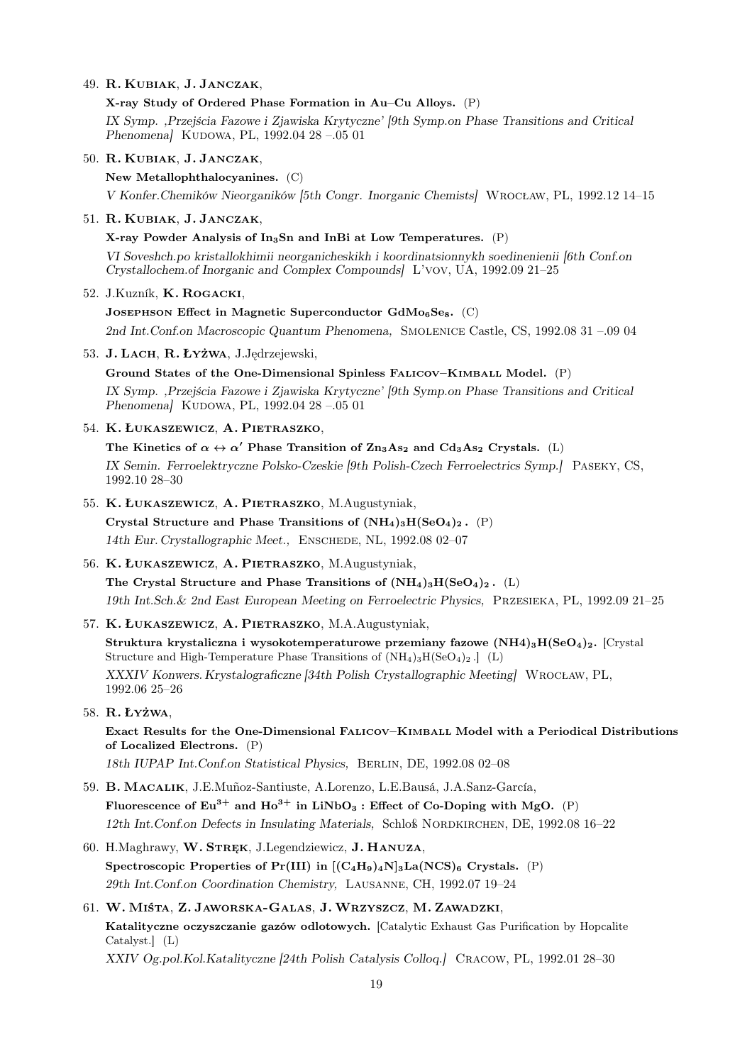49. **R. Kubiak**, **J. Janczak**,

    **X-ray Study of Ordered Phase Formation in Au–Cu Alloys.** (P)

    *IX Symp. ,Przejścia Fazowe i Zjawiska Krytyczne' [9th Symp.on Phase Transitions and Critical Phenomena]* Kudowa, PL, 1992.04 28 –.05 01

50. **R. Kubiak**, **J. Janczak**,

    **New Metallophthalocyanines.** (C)

    *V Konfer.Chemików Nieorganików [5th Congr. Inorganic Chemists]* Wrocław, PL, 1992.12 14–15

51. **R. Kubiak**, **J. Janczak**,

    **X-ray Powder Analysis of $In_3Sn$ and InBi at Low Temperatures.** (P)

    *VI Soveshch.po kristallokhimii neorganicheskikh i koordinatsionnykh soedinenienii [6th Conf.on Crystallochem.of Inorganic and Complex Compounds]* L'vov, UA, 1992.09 21–25

52. J.Kuzník, **K. Rogacki**,

    **Josephson Effect in Magnetic Superconductor $GdMo_6Se_8$.** (C)

    *2nd Int.Conf.on Macroscopic Quantum Phenomena,* Smolenice Castle, CS, 1992.08 31 –.09 04

53. **J. Lach**, **R. Łyżwa**, J.Jędrzejewski,

    **Ground States of the One-Dimensional Spinless Falicov–Kimball Model.** (P)

    *IX Symp. ,Przejścia Fazowe i Zjawiska Krytyczne' [9th Symp.on Phase Transitions and Critical Phenomena]* Kudowa, PL, 1992.04 28 –.05 01

54. **K. Łukaszewicz**, **A. Pietraszko**,

    **The Kinetics of $\alpha \leftrightarrow \alpha'$ Phase Transition of $Zn_3As_2$ and $Cd_3As_2$ Crystals.** (L)

    *IX Semin. Ferroelektryczne Polsko-Czeskie [9th Polish-Czech Ferroelectrics Symp.]* Paseky, CS, 1992.10 28–30

55. **K. Łukaszewicz**, **A. Pietraszko**, M.Augustyniak,

    **Crystal Structure and Phase Transitions of $(NH_4)_3H(SeO_4)_2$.** (P)

    *14th Eur. Crystallographic Meet.,* Enschede, NL, 1992.08 02–07

56. **K. Łukaszewicz**, **A. Pietraszko**, M.Augustyniak,

    **The Crystal Structure and Phase Transitions of $(NH_4)_3H(SeO_4)_2$.** (L)

    *19th Int.Sch.& 2nd East European Meeting on Ferroelectric Physics,* Przesieka, PL, 1992.09 21–25

57. **K. Łukaszewicz**, **A. Pietraszko**, M.A.Augustyniak,

    **Struktura krystaliczna i wysokotemperaturowe przemiany fazowe $(NH4)_3H(SeO_4)_2$.** [Crystal Structure and High-Temperature Phase Transitions of $(NH_4)_3H(SeO_4)_2$.] (L)

    *XXXIV Konwers. Krystalograficzne [34th Polish Crystallographic Meeting]* Wrocław, PL, 1992.06 25–26

58. **R. Łyżwa**,

    **Exact Results for the One-Dimensional Falicov–Kimball Model with a Periodical Distributions of Localized Electrons.** (P)

    *18th IUPAP Int.Conf.on Statistical Physics,* Berlin, DE, 1992.08 02–08

59. **B. Macalik**, J.E.Muñoz-Santiuste, A.Lorenzo, L.E.Bausá, J.A.Sanz-García,

    **Fluorescence of $Eu^{3+}$ and $Ho^{3+}$ in $LiNbO_3$ : Effect of Co-Doping with MgO.** (P)

    *12th Int.Conf.on Defects in Insulating Materials,* Schloß Nordkirchen, DE, 1992.08 16–22

60. H.Maghrawy, **W. Stręk**, J.Legendziewicz, **J. Hanuza**,

    **Spectroscopic Properties of Pr(III) in $[(C_4H_9)_4N]_3La(NCS)_6$ Crystals.** (P)

    *29th Int.Conf.on Coordination Chemistry,* Lausanne, CH, 1992.07 19–24

61. **W. Miśta**, **Z. Jaworska-Galas**, **J. Wrzyszcz**, **M. Zawadzki**,

    **Katalityczne oczyszczanie gazów odlotowych.** [Catalytic Exhaust Gas Purification by Hopcalite Catalyst.] (L)

    *XXIV Og.pol.Kol.Katalityczne [24th Polish Catalysis Colloq.]* Cracow, PL, 1992.01 28–30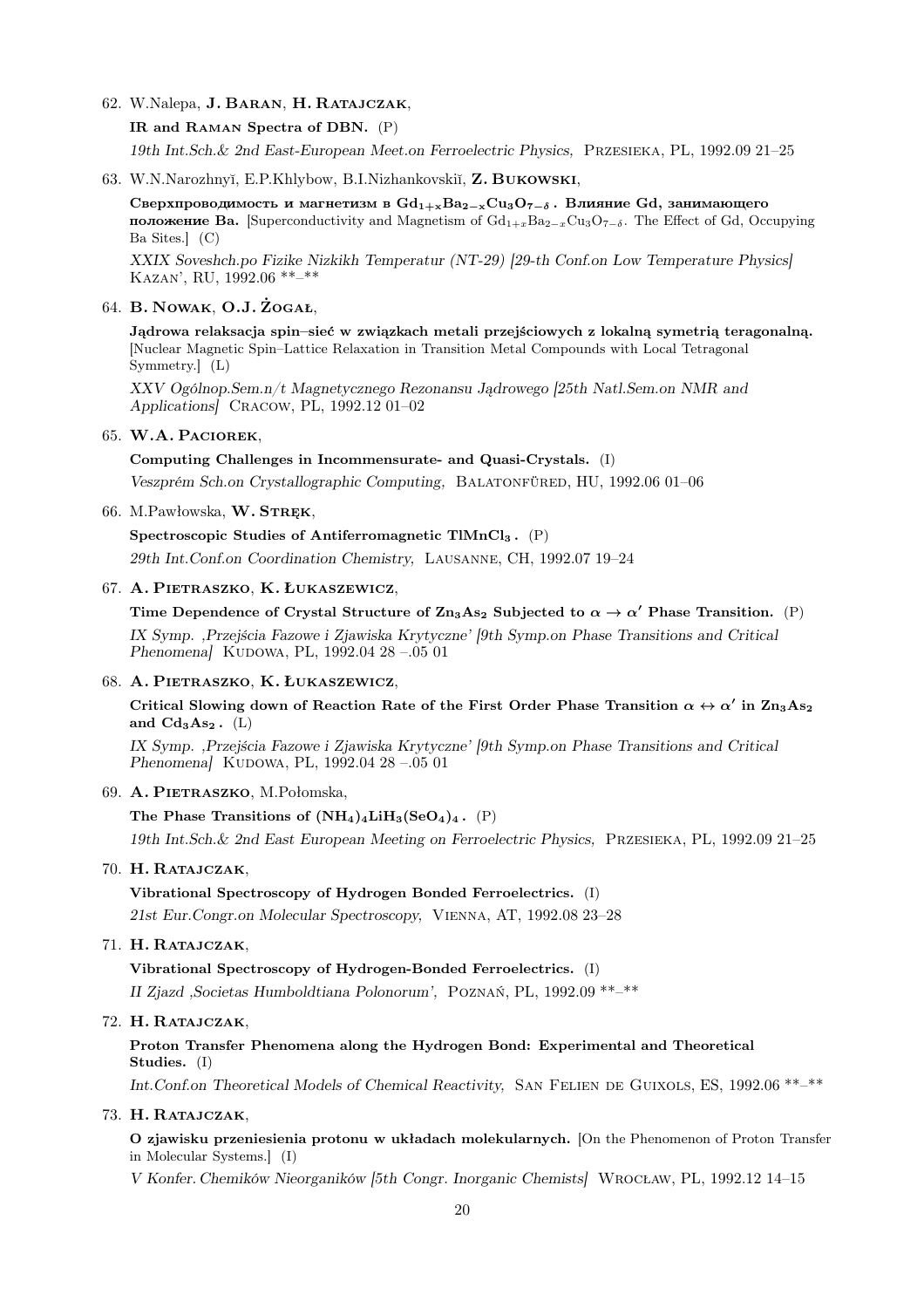62. W.Nalepa, **J. Baran**, **H. Ratajczak**,

    **IR and Raman Spectra of DBN.** (P)

    *19th Int.Sch.& 2nd East-European Meet.on Ferroelectric Physics,* Przesieka, PL, 1992.09 21–25

63. W.N.Narozhnyĭ, E.P.Khlybow, B.I.Nizhankovskiĭ, **Z. Bukowski**,

    **Сверхпроводимость и магнетизм в $Gd_{1+x}Ba_{2-x}Cu_3O_{7-\delta}$. Влияние Gd, занимающего положение Ba.** [Superconductivity and Magnetism of $Gd_{1+x}Ba_{2-x}Cu_3O_{7-\delta}$. The Effect of Gd, Occupying Ba Sites.] (C)

    *XXIX Soveshch.po Fizike Nizkikh Temperatur (NT-29) [29-th Conf.on Low Temperature Physics]* Kazan', RU, 1992.06 **–**

64. **B. Nowak**, **O.J. Żogał**,

    **Jądrowa relaksacja spin–sieć w związkach metali przejściowych z lokalną symetrią teragonalną.** [Nuclear Magnetic Spin–Lattice Relaxation in Transition Metal Compounds with Local Tetragonal Symmetry.] (L)

    *XXV Ogólnop.Sem.n/t Magnetycznego Rezonansu Jądrowego [25th Natl.Sem.on NMR and Applications]* Cracow, PL, 1992.12 01–02

65. **W.A. Paciorek**,

    **Computing Challenges in Incommensurate- and Quasi-Crystals.** (I)

    *Veszprém Sch.on Crystallographic Computing,* Balatonfüred, HU, 1992.06 01–06

66. M.Pawłowska, **W. Stręk**,

    **Spectroscopic Studies of Antiferromagnetic $TlMnCl_3$.** (P)

    *29th Int.Conf.on Coordination Chemistry,* Lausanne, CH, 1992.07 19–24

67. **A. Pietraszko**, **K. Łukaszewicz**,

    **Time Dependence of Crystal Structure of $Zn_3As_2$ Subjected to $\alpha \rightarrow \alpha'$ Phase Transition.** (P)

    *IX Symp. ,Przejścia Fazowe i Zjawiska Krytyczne' [9th Symp.on Phase Transitions and Critical Phenomena]* Kudowa, PL, 1992.04 28 –.05 01

68. **A. Pietraszko**, **K. Łukaszewicz**,

    **Critical Slowing down of Reaction Rate of the First Order Phase Transition $\alpha \leftrightarrow \alpha'$ in $Zn_3As_2$ and $Cd_3As_2$.** (L)

    *IX Symp. ,Przejścia Fazowe i Zjawiska Krytyczne' [9th Symp.on Phase Transitions and Critical Phenomena]* Kudowa, PL, 1992.04 28 –.05 01

69. **A. Pietraszko**, M.Połomska,

    **The Phase Transitions of $(NH_4)_4LiH_3(SeO_4)_4$.** (P)

    *19th Int.Sch.& 2nd East European Meeting on Ferroelectric Physics,* Przesieka, PL, 1992.09 21–25

70. **H. Ratajczak**,

    **Vibrational Spectroscopy of Hydrogen Bonded Ferroelectrics.** (I)

    *21st Eur.Congr.on Molecular Spectroscopy,* Vienna, AT, 1992.08 23–28

71. **H. Ratajczak**,

    **Vibrational Spectroscopy of Hydrogen-Bonded Ferroelectrics.** (I)

    *II Zjazd ,Societas Humboldtiana Polonorum',* Poznań, PL, 1992.09 **–**

72. **H. Ratajczak**,

    **Proton Transfer Phenomena along the Hydrogen Bond: Experimental and Theoretical Studies.** (I)

    *Int.Conf.on Theoretical Models of Chemical Reactivity,* San Felien de Guixols, ES, 1992.06 **–**

73. **H. Ratajczak**,

    **O zjawisku przeniesienia protonu w układach molekularnych.** [On the Phenomenon of Proton Transfer in Molecular Systems.] (I)

    *V Konfer. Chemików Nieorganików [5th Congr. Inorganic Chemists]* Wrocław, PL, 1992.12 14–15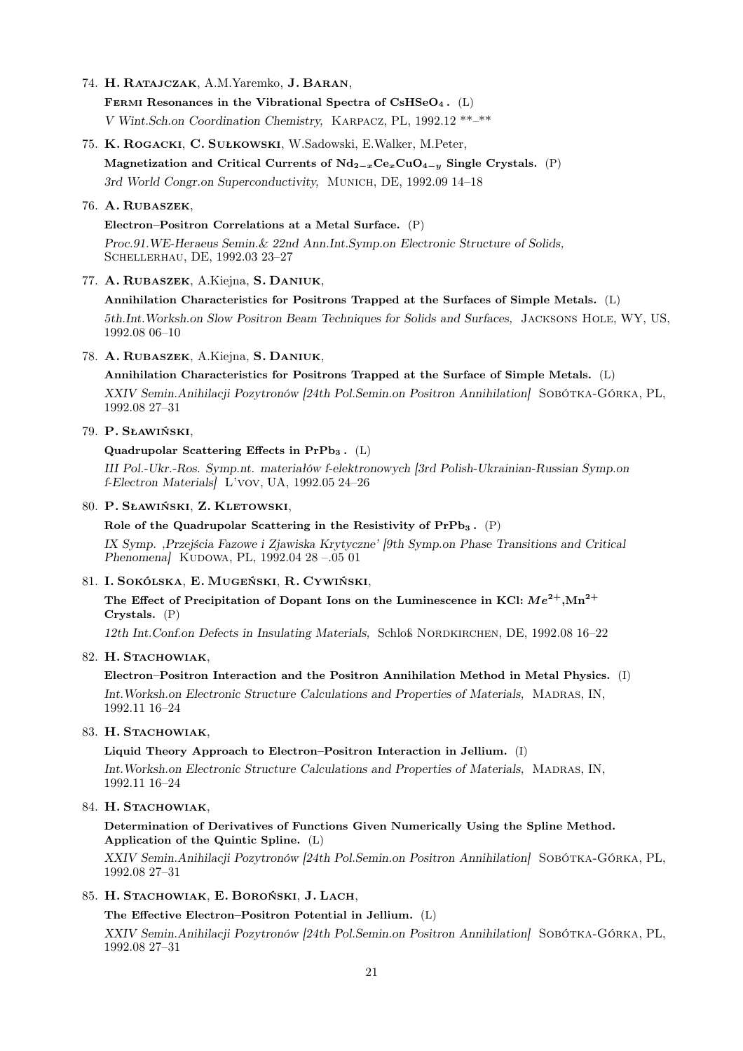74. **H. Ratajczak**, A.M.Yaremko, **J. Baran**,
 **Fermi Resonances in the Vibrational Spectra of $CsHSeO_4$.** (L)
 *V Wint.Sch.on Coordination Chemistry,* Karpacz, PL, 1992.12 **–**

75. **K. Rogacki**, **C. Sułkowski**, W.Sadowski, E.Walker, M.Peter,
 **Magnetization and Critical Currents of $Nd_{2-x}Ce_xCuO_{4-y}$ Single Crystals.** (P)
 *3rd World Congr.on Superconductivity,* Munich, DE, 1992.09 14–18

76. **A. Rubaszek**,
 **Electron–Positron Correlations at a Metal Surface.** (P)
 *Proc.91.WE-Heraeus Semin.& 22nd Ann.Int.Symp.on Electronic Structure of Solids,* Schellerhau, DE, 1992.03 23–27

77. **A. Rubaszek**, A.Kiejna, **S. Daniuk**,
 **Annihilation Characteristics for Positrons Trapped at the Surfaces of Simple Metals.** (L)
 *5th.Int.Worksh.on Slow Positron Beam Techniques for Solids and Surfaces,* Jacksons Hole, WY, US, 1992.08 06–10

78. **A. Rubaszek**, A.Kiejna, **S. Daniuk**,
 **Annihilation Characteristics for Positrons Trapped at the Surface of Simple Metals.** (L)
 *XXIV Semin.Anihilacji Pozytronów [24th Pol.Semin.on Positron Annihilation]* Sobótka-Górka, PL, 1992.08 27–31

79. **P. Sławiński**,
 **Quadrupolar Scattering Effects in $PrPb_3$.** (L)
 *III Pol.-Ukr.-Ros. Symp.nt. materiałów f-elektronowych [3rd Polish-Ukrainian-Russian Symp.on f-Electron Materials]* L'vov, UA, 1992.05 24–26

80. **P. Sławiński**, **Z. Kletowski**,
 **Role of the Quadrupolar Scattering in the Resistivity of $PrPb_3$.** (P)
 *IX Symp. ,Przejścia Fazowe i Zjawiska Krytyczne' [9th Symp.on Phase Transitions and Critical Phenomena]* Kudowa, PL, 1992.04 28 –.05 01

81. **I. Sokólska**, **E. Mugeński**, **R. Cywiński**,
 **The Effect of Precipitation of Dopant Ions on the Luminescence in KCl: $Me^{2+}$,$Mn^{2+}$ Crystals.** (P)
 *12th Int.Conf.on Defects in Insulating Materials,* Schloß Nordkirchen, DE, 1992.08 16–22

82. **H. Stachowiak**,
 **Electron–Positron Interaction and the Positron Annihilation Method in Metal Physics.** (I)
 *Int.Worksh.on Electronic Structure Calculations and Properties of Materials,* Madras, IN, 1992.11 16–24

83. **H. Stachowiak**,
 **Liquid Theory Approach to Electron–Positron Interaction in Jellium.** (I)
 *Int.Worksh.on Electronic Structure Calculations and Properties of Materials,* Madras, IN, 1992.11 16–24

84. **H. Stachowiak**,
 **Determination of Derivatives of Functions Given Numerically Using the Spline Method. Application of the Quintic Spline.** (L)
 *XXIV Semin.Anihilacji Pozytronów [24th Pol.Semin.on Positron Annihilation]* Sobótka-Górka, PL, 1992.08 27–31

85. **H. Stachowiak**, **E. Boroński**, **J. Lach**,
 **The Effective Electron–Positron Potential in Jellium.** (L)
 *XXIV Semin.Anihilacji Pozytronów [24th Pol.Semin.on Positron Annihilation]* Sobótka-Górka, PL, 1992.08 27–31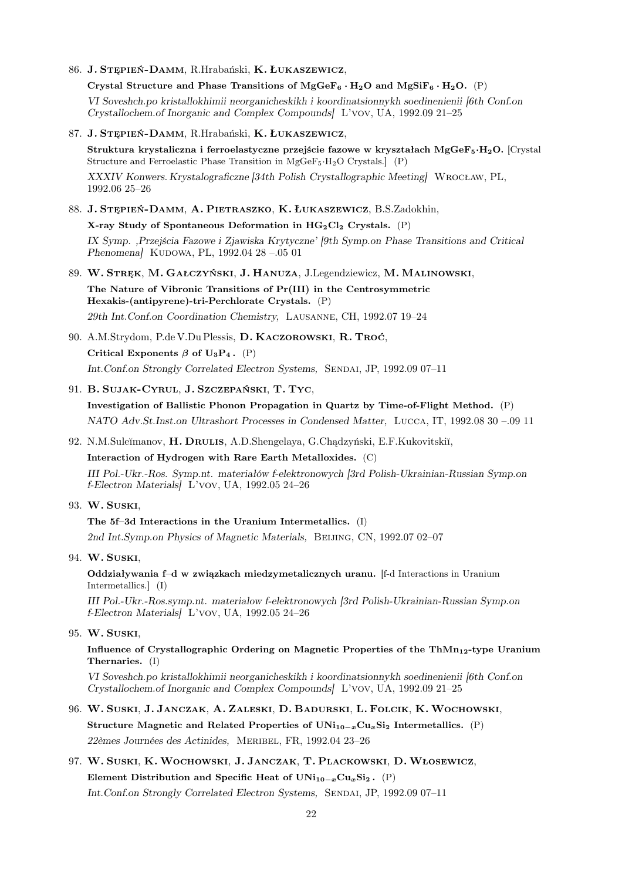86. **J. Stępień-Damm**, R.Hrabański, **K. Łukaszewicz**,

    **Crystal Structure and Phase Transitions of $MgGeF_6 \cdot H_2O$ and $MgSiF_6 \cdot H_2O$.** (P)

    *VI Soveshch.po kristallokhimii neorganicheskikh i koordinatsionnykh soedinenienii [6th Conf.on Crystallochem.of Inorganic and Complex Compounds]* L'vov, UA, 1992.09 21–25

87. **J. Stępień-Damm**, R.Hrabański, **K. Łukaszewicz**,

    **Struktura krystaliczna i ferroelastyczne przejście fazowe w kryształach $MgGeF_5{\cdot}H_2O$.** [Crystal Structure and Ferroelastic Phase Transition in $MgGeF_5{\cdot}H_2O$ Crystals.] (P)

    *XXXIV Konwers. Krystalograficzne [34th Polish Crystallographic Meeting]* Wrocław, PL, 1992.06 25–26

88. **J. Stępień-Damm**, **A. Pietraszko**, **K. Łukaszewicz**, B.S.Zadokhin,

    **X-ray Study of Spontaneous Deformation in $HG_2Cl_2$ Crystals.** (P)

    *IX Symp. 'Przejścia Fazowe i Zjawiska Krytyczne' [9th Symp.on Phase Transitions and Critical Phenomena]* Kudowa, PL, 1992.04 28 –.05 01

89. **W. Stręk**, **M. Gałczyński**, **J. Hanuza**, J.Legendziewicz, **M. Malinowski**,

    **The Nature of Vibronic Transitions of Pr(III) in the Centrosymmetric Hexakis-(antipyrene)-tri-Perchlorate Crystals.** (P)

    *29th Int.Conf.on Coordination Chemistry,* Lausanne, CH, 1992.07 19–24

90. A.M.Strydom, P.de V.Du Plessis, **D. Kaczorowski**, **R. Troć**,

    **Critical Exponents $\beta$ of $U_3P_4$.** (P)

    *Int.Conf.on Strongly Correlated Electron Systems,* Sendai, JP, 1992.09 07–11

91. **B. Sujak-Cyrul**, **J. Szczepański**, **T. Tyc**,

    **Investigation of Ballistic Phonon Propagation in Quartz by Time-of-Flight Method.** (P)

    *NATO Adv.St.Inst.on Ultrashort Processes in Condensed Matter,* Lucca, IT, 1992.08 30 –.09 11

92. N.M.Suleĭmanov, **H. Drulis**, A.D.Shengelaya, G.Chądzyński, E.F.Kukovitskiĭ,

    **Interaction of Hydrogen with Rare Earth Metalloxides.** (C)

    *III Pol.-Ukr.-Ros. Symp.nt. materiałów f-elektronowych [3rd Polish-Ukrainian-Russian Symp.on f-Electron Materials]* L'vov, UA, 1992.05 24–26

93. **W. Suski**,

    **The 5f–3d Interactions in the Uranium Intermetallics.** (I)

    *2nd Int.Symp.on Physics of Magnetic Materials,* Beijing, CN, 1992.07 02–07

94. **W. Suski**,

    **Oddziaływania f–d w związkach miedzymetalicznych uranu.** [f-d Interactions in Uranium Intermetallics.] (I)

    *III Pol.-Ukr.-Ros.symp.nt. materialow f-elektronowych [3rd Polish-Ukrainian-Russian Symp.on f-Electron Materials]* L'vov, UA, 1992.05 24–26

95. **W. Suski**,

    **Influence of Crystallographic Ordering on Magnetic Properties of the $ThMn_{12}$-type Uranium Thernaries.** (I)

    *VI Soveshch.po kristallokhimii neorganicheskikh i koordinatsionnykh soedinenienii [6th Conf.on Crystallochem.of Inorganic and Complex Compounds]* L'vov, UA, 1992.09 21–25

96. **W. Suski**, **J. Janczak**, **A. Zaleski**, **D. Badurski**, **L. Folcik**, **K. Wochowski**,

    **Structure Magnetic and Related Properties of $UNi_{10-x}Cu_xSi_2$ Intermetallics.** (P)

    *22èmes Journées des Actinides,* Meribel, FR, 1992.04 23–26

97. **W. Suski**, **K. Wochowski**, **J. Janczak**, **T. Plackowski**, **D. Włosewicz**,

    **Element Distribution and Specific Heat of $UNi_{10-x}Cu_xSi_2$.** (P)

    *Int.Conf.on Strongly Correlated Electron Systems,* Sendai, JP, 1992.09 07–11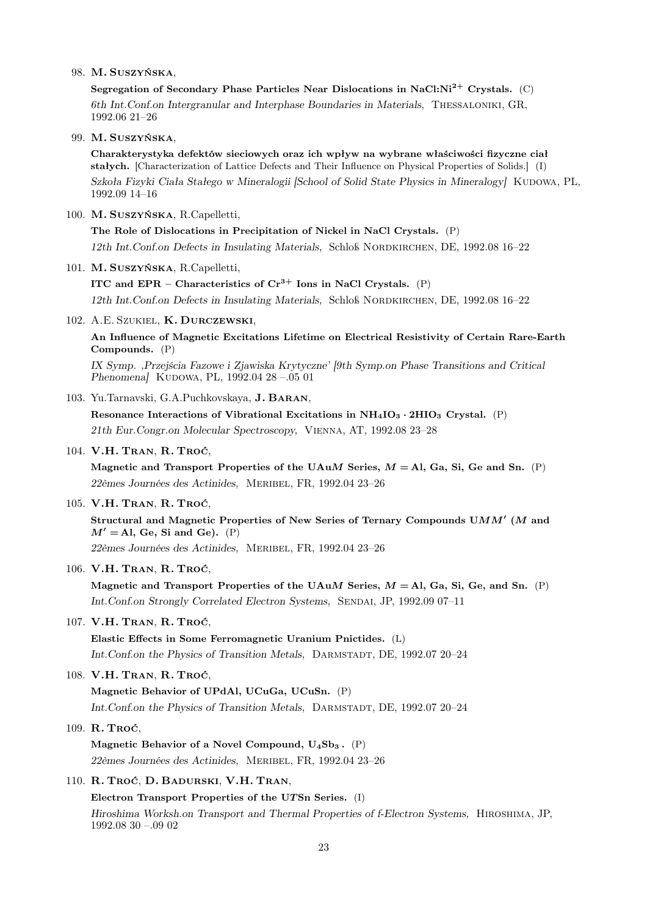98. **M. Suszyńska**,

    **Segregation of Secondary Phase Particles Near Dislocations in NaCl:$Ni^{2+}$ Crystals.** (C)

    *6th Int.Conf.on Intergranular and Interphase Boundaries in Materials,* Thessaloniki, GR, 1992.06 21–26

99. **M. Suszyńska**,

    **Charakterystyka defektów sieciowych oraz ich wpływ na wybrane właściwości fizyczne ciał stałych.** [Characterization of Lattice Defects and Their Influence on Physical Properties of Solids.] (I)

    *Szkoła Fizyki Ciała Stałego w Mineralogii [School of Solid State Physics in Mineralogy]* Kudowa, PL, 1992.09 14–16

100. **M. Suszyńska**, R.Capelletti,

     **The Role of Dislocations in Precipitation of Nickel in NaCl Crystals.** (P)

     *12th Int.Conf.on Defects in Insulating Materials,* Schloß Nordkirchen, DE, 1992.08 16–22

101. **M. Suszyńska**, R.Capelletti,

     **ITC and EPR – Characteristics of $Cr^{3+}$ Ions in NaCl Crystals.** (P)

     *12th Int.Conf.on Defects in Insulating Materials,* Schloß Nordkirchen, DE, 1992.08 16–22

102. A.E. Szukiel, **K. Durczewski**,

     **An Influence of Magnetic Excitations Lifetime on Electrical Resistivity of Certain Rare-Earth Compounds.** (P)

     *IX Symp. ‚Przejścia Fazowe i Zjawiska Krytyczne' [9th Symp.on Phase Transitions and Critical Phenomena]* Kudowa, PL, 1992.04 28 –.05 01

103. Yu.Tarnavski, G.A.Puchkovskaya, **J. Baran**,

     **Resonance Interactions of Vibrational Excitations in $NH_4IO_3 \cdot 2HIO_3$ Crystal.** (P)

     *21th Eur.Congr.on Molecular Spectroscopy,* Vienna, AT, 1992.08 23–28

104. **V.H. Tran**, **R. Troć**,

     **Magnetic and Transport Properties of the UAu$M$ Series, $M =$ Al, Ga, Si, Ge and Sn.** (P)

     *22èmes Journées des Actinides,* Meribel, FR, 1992.04 23–26

105. **V.H. Tran**, **R. Troć**,

     **Structural and Magnetic Properties of New Series of Ternary Compounds U$MM'$ ($M$ and $M' =$ Al, Ge, Si and Ge).** (P)

     *22èmes Journées des Actinides,* Meribel, FR, 1992.04 23–26

106. **V.H. Tran**, **R. Troć**,

     **Magnetic and Transport Properties of the UAu$M$ Series, $M =$ Al, Ga, Si, Ge, and Sn.** (P)

     *Int.Conf.on Strongly Correlated Electron Systems,* Sendai, JP, 1992.09 07–11

107. **V.H. Tran**, **R. Troć**,

     **Elastic Effects in Some Ferromagnetic Uranium Pnictides.** (L)

     *Int.Conf.on the Physics of Transition Metals,* Darmstadt, DE, 1992.07 20–24

108. **V.H. Tran**, **R. Troć**,

     **Magnetic Behavior of UPdAl, UCuGa, UCuSn.** (P)

     *Int.Conf.on the Physics of Transition Metals,* Darmstadt, DE, 1992.07 20–24

109. **R. Troć**,

     **Magnetic Behavior of a Novel Compound, $U_4Sb_3$.** (P)

     *22èmes Journées des Actinides,* Meribel, FR, 1992.04 23–26

110. **R. Troć**, **D. Badurski**, **V.H. Tran**,

     **Electron Transport Properties of the U$T$Sn Series.** (I)

     *Hiroshima Worksh.on Transport and Thermal Properties of f-Electron Systems,* Hiroshima, JP, 1992.08 30 –.09 02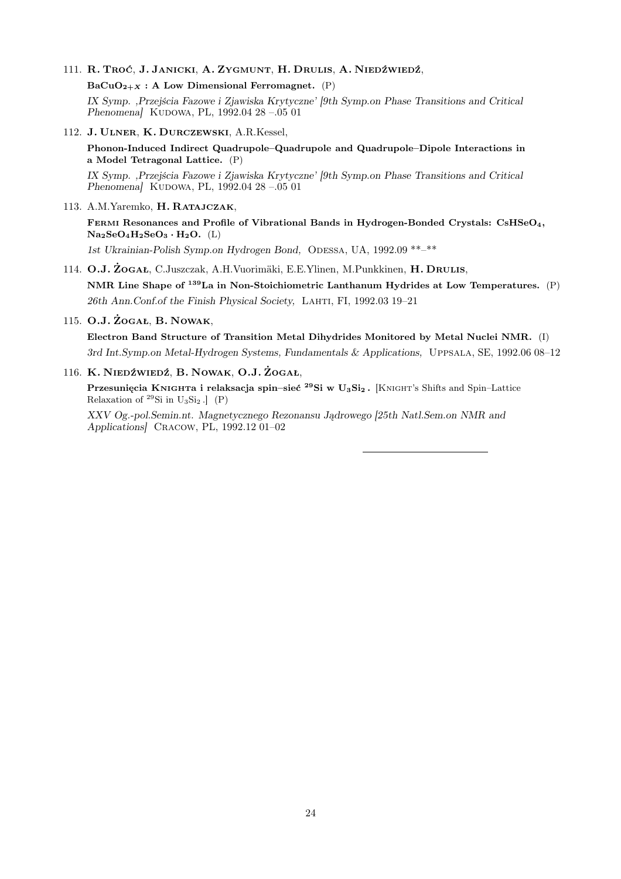111. **R. Troć**, **J. Janicki**, **A. Zygmunt**, **H. Drulis**, **A. Niedźwiedź**,

 **$BaCuO_{2+x}$ : A Low Dimensional Ferromagnet.** (P)

 *IX Symp. ,Przejścia Fazowe i Zjawiska Krytyczne' [9th Symp.on Phase Transitions and Critical Phenomena]* Kudowa, PL, 1992.04 28 –.05 01

112. **J. Ulner**, **K. Durczewski**, A.R.Kessel,

 **Phonon-Induced Indirect Quadrupole–Quadrupole and Quadrupole–Dipole Interactions in a Model Tetragonal Lattice.** (P)

 *IX Symp. ,Przejścia Fazowe i Zjawiska Krytyczne' [9th Symp.on Phase Transitions and Critical Phenomena]* Kudowa, PL, 1992.04 28 –.05 01

113. A.M.Yaremko, **H. Ratajczak**,

 **Fermi Resonances and Profile of Vibrational Bands in Hydrogen-Bonded Crystals: $CsHSeO_4$, $Na_2SeO_4H_2SeO_3 \cdot H_2O$.** (L)

 *1st Ukrainian-Polish Symp.on Hydrogen Bond,* Odessa, UA, 1992.09 **–**

114. **O.J. Żogał**, C.Juszczak, A.H.Vuorimäki, E.E.Ylinen, M.Punkkinen, **H. Drulis**,

 **NMR Line Shape of $^{139}La$ in Non-Stoichiometric Lanthanum Hydrides at Low Temperatures.** (P)

 *26th Ann.Conf.of the Finish Physical Society,* Lahti, FI, 1992.03 19–21

115. **O.J. Żogał**, **B. Nowak**,

 **Electron Band Structure of Transition Metal Dihydrides Monitored by Metal Nuclei NMR.** (I)

 *3rd Int.Symp.on Metal-Hydrogen Systems, Fundamentals & Applications,* Uppsala, SE, 1992.06 08–12

116. **K. Niedźwiedź**, **B. Nowak**, **O.J. Żogał**,

 **Przesunięcia Knighta i relaksacja spin–sieć $^{29}Si$ w $U_3Si_2$ .** [Knight's Shifts and Spin–Lattice Relaxation of $^{29}Si$ in $U_3Si_2$ .] (P)

 *XXV Og.-pol.Semin.nt. Magnetycznego Rezonansu Jądrowego [25th Natl.Sem.on NMR and Applications]* Cracow, PL, 1992.12 01–02